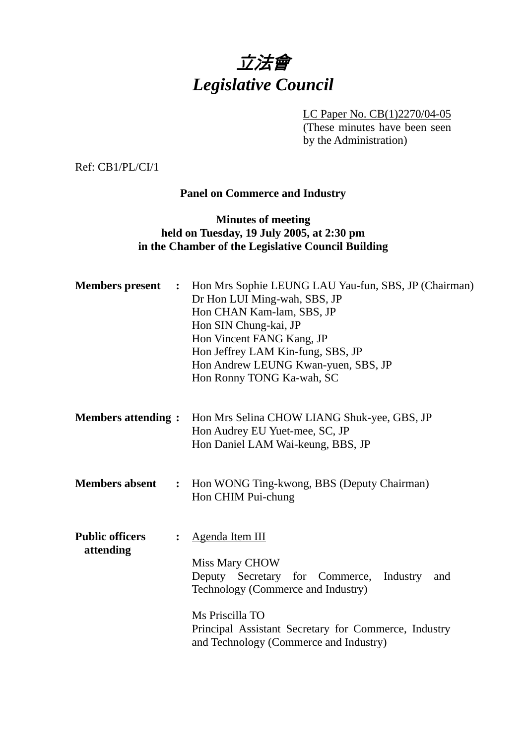# *立法會*
# *Legislative Council*

LC Paper No. CB(1)2270/04-05
(These minutes have been seen by the Administration)

Ref: CB1/PL/CI/1

**Panel on Commerce and Industry**

**Minutes of meeting**
**held on Tuesday, 19 July 2005, at 2:30 pm**
**in the Chamber of the Legislative Council Building**

**Members present :** Hon Mrs Sophie LEUNG LAU Yau-fun, SBS, JP (Chairman)
Dr Hon LUI Ming-wah, SBS, JP
Hon CHAN Kam-lam, SBS, JP
Hon SIN Chung-kai, JP
Hon Vincent FANG Kang, JP
Hon Jeffrey LAM Kin-fung, SBS, JP
Hon Andrew LEUNG Kwan-yuen, SBS, JP
Hon Ronny TONG Ka-wah, SC

**Members attending :** Hon Mrs Selina CHOW LIANG Shuk-yee, GBS, JP
Hon Audrey EU Yuet-mee, SC, JP
Hon Daniel LAM Wai-keung, BBS, JP

**Members absent :** Hon WONG Ting-kwong, BBS (Deputy Chairman)
Hon CHIM Pui-chung

**Public officers attending :** Agenda Item III

Miss Mary CHOW
Deputy Secretary for Commerce, Industry and Technology (Commerce and Industry)

Ms Priscilla TO
Principal Assistant Secretary for Commerce, Industry and Technology (Commerce and Industry)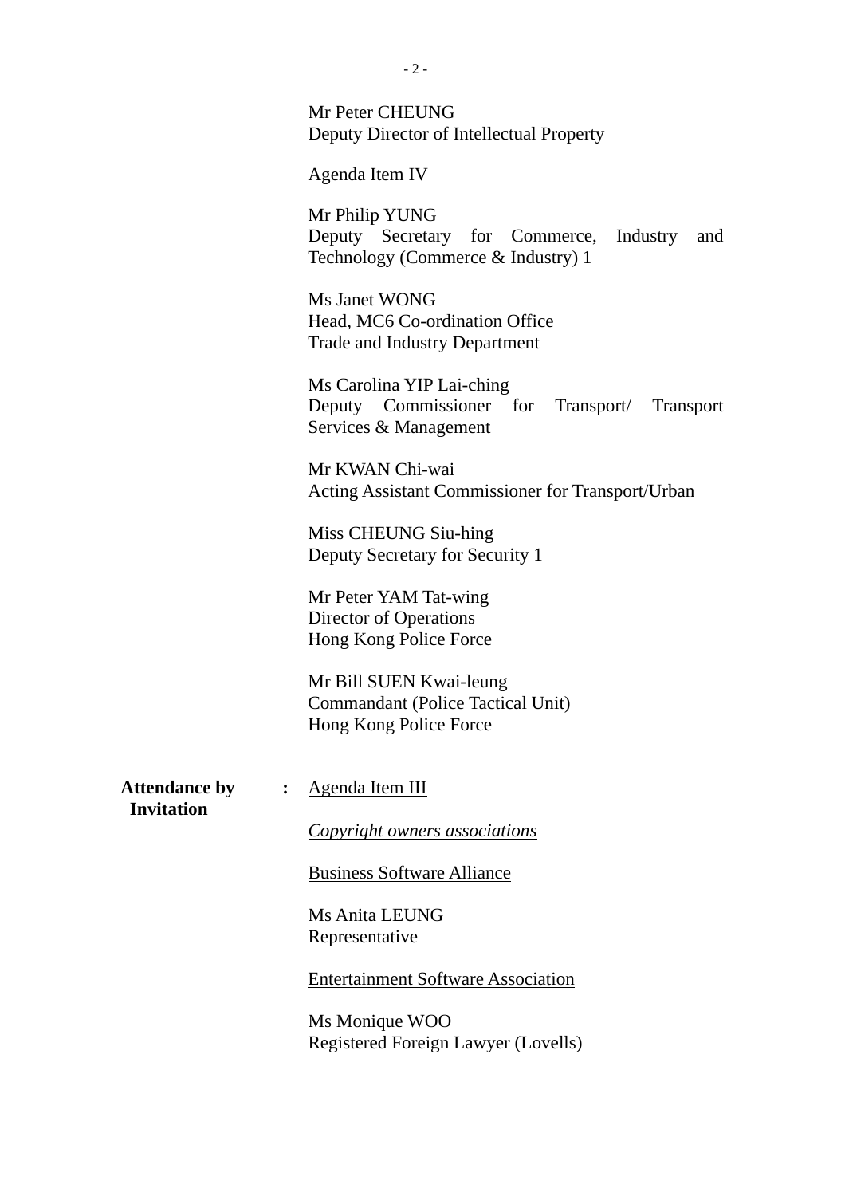Mr Peter CHEUNG
Deputy Director of Intellectual Property

<u>Agenda Item IV</u>

Mr Philip YUNG
Deputy Secretary for Commerce, Industry and Technology (Commerce & Industry) 1

Ms Janet WONG
Head, MC6 Co-ordination Office
Trade and Industry Department

Ms Carolina YIP Lai-ching
Deputy Commissioner for Transport/ Transport Services & Management

Mr KWAN Chi-wai
Acting Assistant Commissioner for Transport/Urban

Miss CHEUNG Siu-hing
Deputy Secretary for Security 1

Mr Peter YAM Tat-wing
Director of Operations
Hong Kong Police Force

Mr Bill SUEN Kwai-leung
Commandant (Police Tactical Unit)
Hong Kong Police Force

**Attendance by Invitation** : <u>Agenda Item III</u>

*<u>Copyright owners associations</u>*

<u>Business Software Alliance</u>

Ms Anita LEUNG
Representative

<u>Entertainment Software Association</u>

Ms Monique WOO
Registered Foreign Lawyer (Lovells)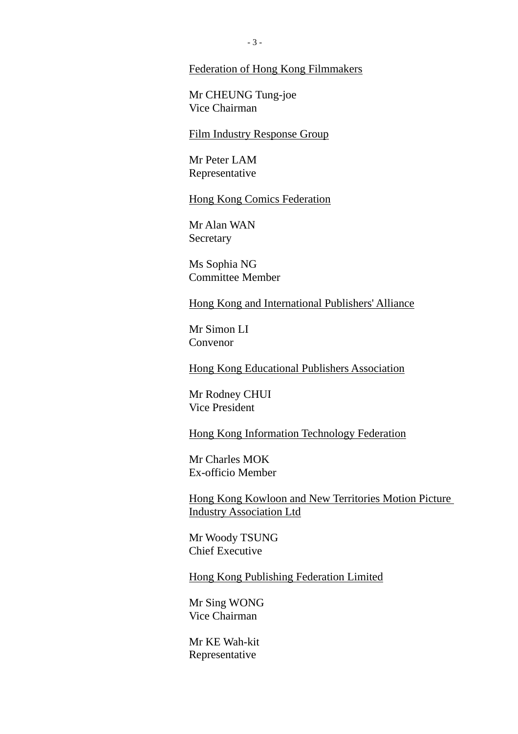Federation of Hong Kong Filmmakers

Mr CHEUNG Tung-joe
Vice Chairman

Film Industry Response Group

Mr Peter LAM
Representative

Hong Kong Comics Federation

Mr Alan WAN
Secretary

Ms Sophia NG
Committee Member

Hong Kong and International Publishers' Alliance

Mr Simon LI
Convenor

Hong Kong Educational Publishers Association

Mr Rodney CHUI
Vice President

Hong Kong Information Technology Federation

Mr Charles MOK
Ex-officio Member

Hong Kong Kowloon and New Territories Motion Picture Industry Association Ltd

Mr Woody TSUNG
Chief Executive

Hong Kong Publishing Federation Limited

Mr Sing WONG
Vice Chairman

Mr KE Wah-kit
Representative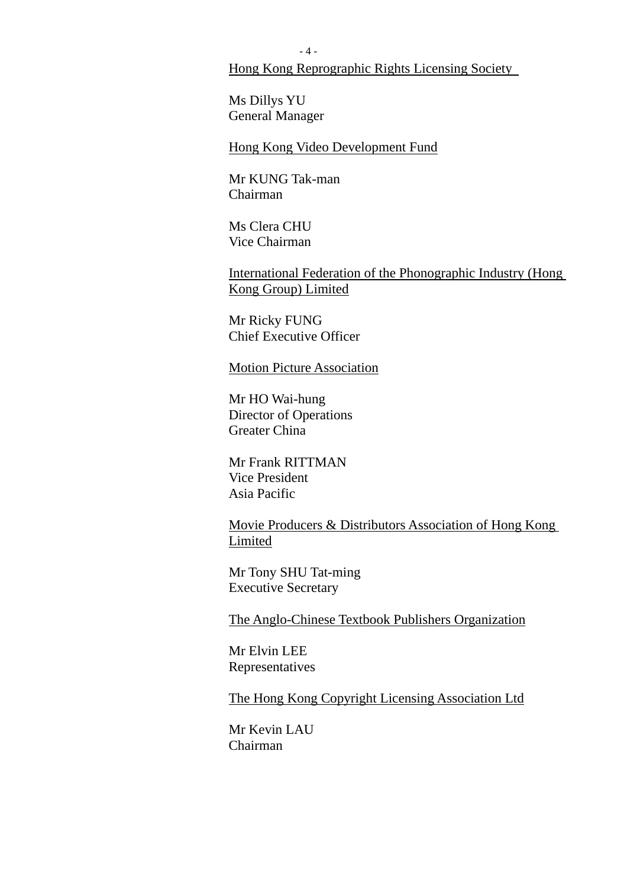<u>Hong Kong Reprographic Rights Licensing Society</u>

Ms Dillys YU
General Manager

<u>Hong Kong Video Development Fund</u>

Mr KUNG Tak-man
Chairman

Ms Clera CHU
Vice Chairman

<u>International Federation of the Phonographic Industry (Hong Kong Group) Limited</u>

Mr Ricky FUNG
Chief Executive Officer

<u>Motion Picture Association</u>

Mr HO Wai-hung
Director of Operations
Greater China

Mr Frank RITTMAN
Vice President
Asia Pacific

<u>Movie Producers & Distributors Association of Hong Kong Limited</u>

Mr Tony SHU Tat-ming
Executive Secretary

<u>The Anglo-Chinese Textbook Publishers Organization</u>

Mr Elvin LEE
Representatives

<u>The Hong Kong Copyright Licensing Association Ltd</u>

Mr Kevin LAU
Chairman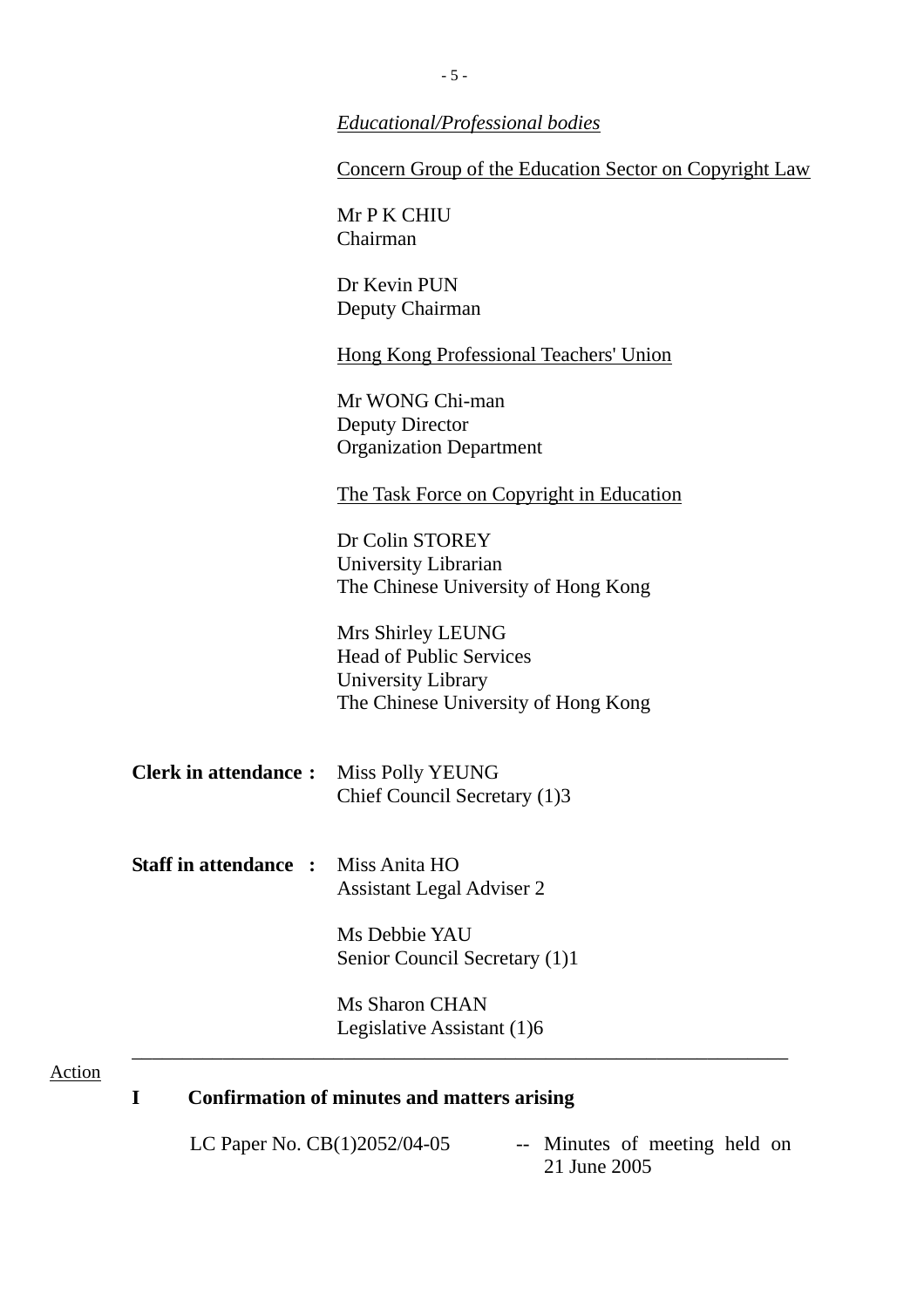*<u>Educational/Professional bodies</u>*

<u>Concern Group of the Education Sector on Copyright Law</u>

Mr P K CHIU
Chairman

Dr Kevin PUN
Deputy Chairman

<u>Hong Kong Professional Teachers' Union</u>

Mr WONG Chi-man
Deputy Director
Organization Department

<u>The Task Force on Copyright in Education</u>

Dr Colin STOREY
University Librarian
The Chinese University of Hong Kong

Mrs Shirley LEUNG
Head of Public Services
University Library
The Chinese University of Hong Kong

**Clerk in attendance :** Miss Polly YEUNG
Chief Council Secretary (1)3

**Staff in attendance :** Miss Anita HO
Assistant Legal Adviser 2

Ms Debbie YAU
Senior Council Secretary (1)1

Ms Sharon CHAN
Legislative Assistant (1)6

---

<u>Action</u>

## I Confirmation of minutes and matters arising

LC Paper No. CB(1)2052/04-05 -- Minutes of meeting held on 21 June 2005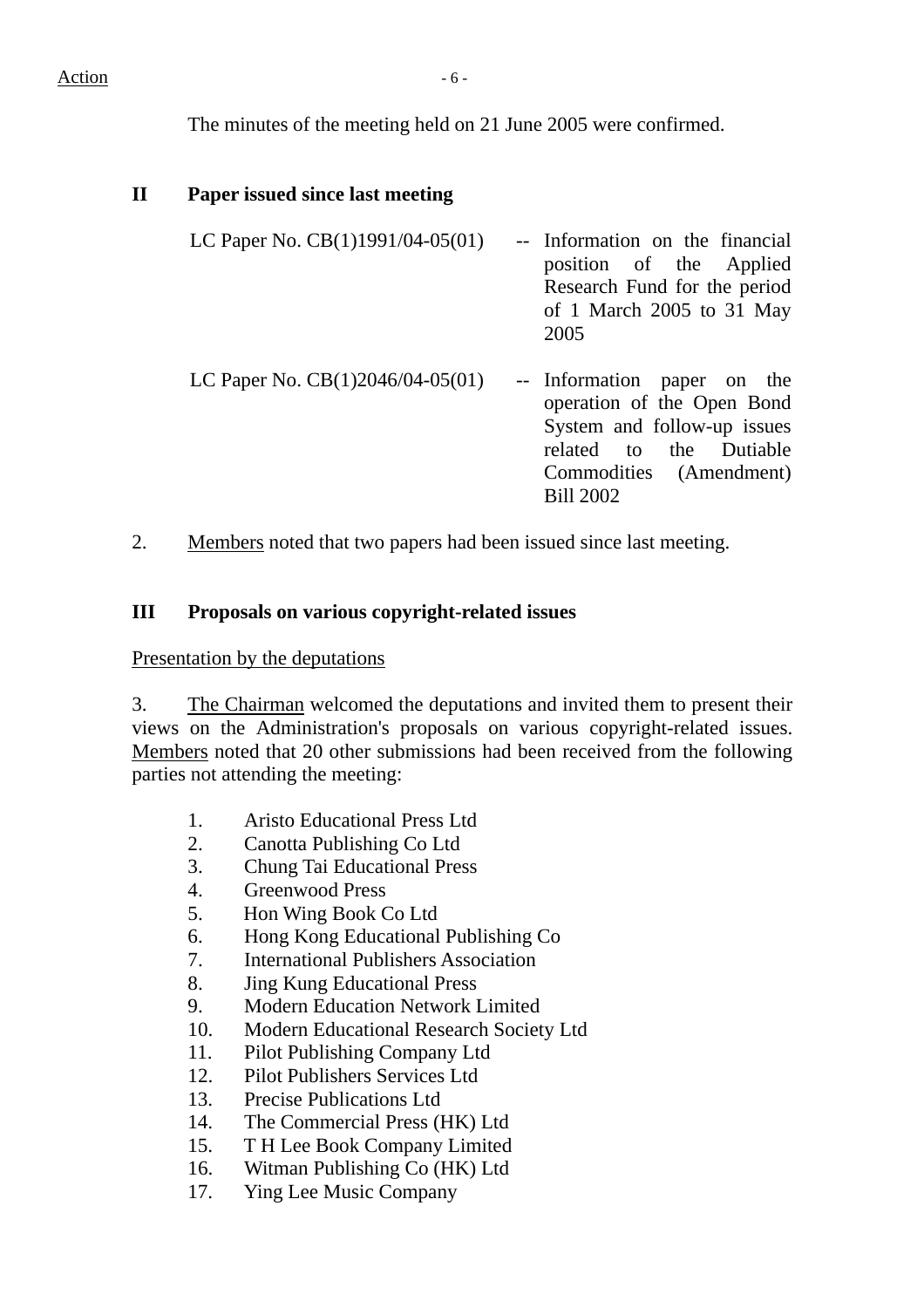Action

The minutes of the meeting held on 21 June 2005 were confirmed.

## II Paper issued since last meeting

LC Paper No. CB(1)1991/04-05(01) -- Information on the financial position of the Applied Research Fund for the period of 1 March 2005 to 31 May 2005

LC Paper No. CB(1)2046/04-05(01) -- Information paper on the operation of the Open Bond System and follow-up issues related to the Dutiable Commodities (Amendment) Bill 2002

2. Members noted that two papers had been issued since last meeting.

## III Proposals on various copyright-related issues

Presentation by the deputations

3. The Chairman welcomed the deputations and invited them to present their views on the Administration's proposals on various copyright-related issues. Members noted that 20 other submissions had been received from the following parties not attending the meeting:

1. Aristo Educational Press Ltd
2. Canotta Publishing Co Ltd
3. Chung Tai Educational Press
4. Greenwood Press
5. Hon Wing Book Co Ltd
6. Hong Kong Educational Publishing Co
7. International Publishers Association
8. Jing Kung Educational Press
9. Modern Education Network Limited
10. Modern Educational Research Society Ltd
11. Pilot Publishing Company Ltd
12. Pilot Publishers Services Ltd
13. Precise Publications Ltd
14. The Commercial Press (HK) Ltd
15. T H Lee Book Company Limited
16. Witman Publishing Co (HK) Ltd
17. Ying Lee Music Company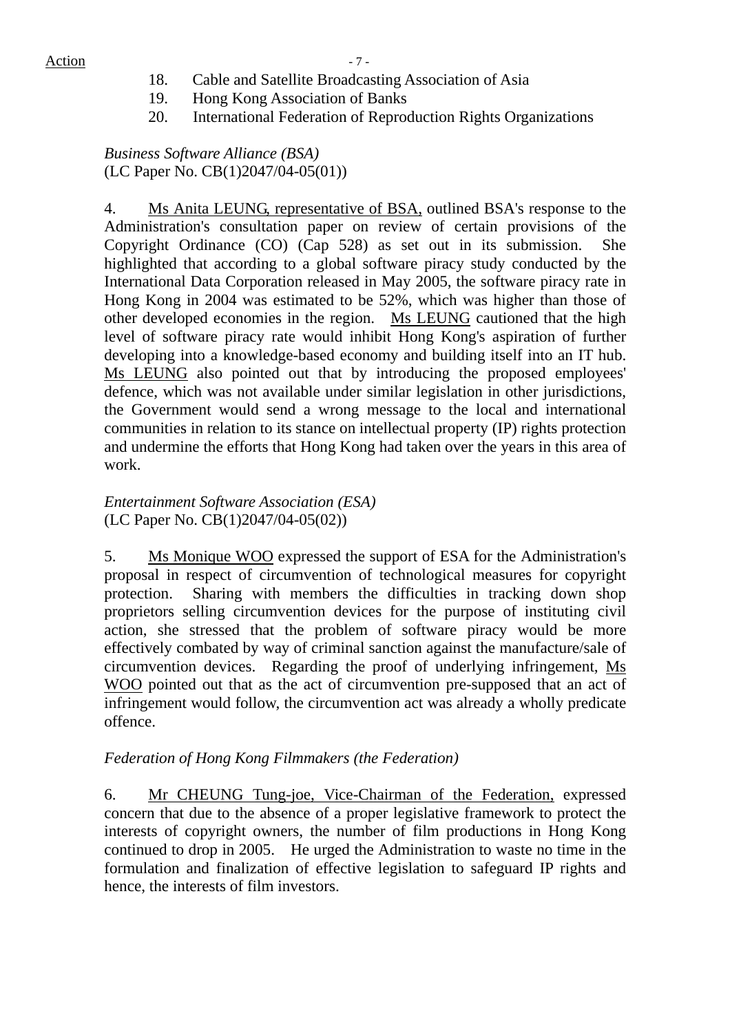Action

18. Cable and Satellite Broadcasting Association of Asia
19. Hong Kong Association of Banks
20. International Federation of Reproduction Rights Organizations

*Business Software Alliance (BSA)*
(LC Paper No. CB(1)2047/04-05(01))

4. Ms Anita LEUNG, representative of BSA, outlined BSA's response to the Administration's consultation paper on review of certain provisions of the Copyright Ordinance (CO) (Cap 528) as set out in its submission. She highlighted that according to a global software piracy study conducted by the International Data Corporation released in May 2005, the software piracy rate in Hong Kong in 2004 was estimated to be 52%, which was higher than those of other developed economies in the region. Ms LEUNG cautioned that the high level of software piracy rate would inhibit Hong Kong's aspiration of further developing into a knowledge-based economy and building itself into an IT hub. Ms LEUNG also pointed out that by introducing the proposed employees' defence, which was not available under similar legislation in other jurisdictions, the Government would send a wrong message to the local and international communities in relation to its stance on intellectual property (IP) rights protection and undermine the efforts that Hong Kong had taken over the years in this area of work.

*Entertainment Software Association (ESA)*
(LC Paper No. CB(1)2047/04-05(02))

5. Ms Monique WOO expressed the support of ESA for the Administration's proposal in respect of circumvention of technological measures for copyright protection. Sharing with members the difficulties in tracking down shop proprietors selling circumvention devices for the purpose of instituting civil action, she stressed that the problem of software piracy would be more effectively combated by way of criminal sanction against the manufacture/sale of circumvention devices. Regarding the proof of underlying infringement, Ms WOO pointed out that as the act of circumvention pre-supposed that an act of infringement would follow, the circumvention act was already a wholly predicate offence.

*Federation of Hong Kong Filmmakers (the Federation)*

6. Mr CHEUNG Tung-joe, Vice-Chairman of the Federation, expressed concern that due to the absence of a proper legislative framework to protect the interests of copyright owners, the number of film productions in Hong Kong continued to drop in 2005. He urged the Administration to waste no time in the formulation and finalization of effective legislation to safeguard IP rights and hence, the interests of film investors.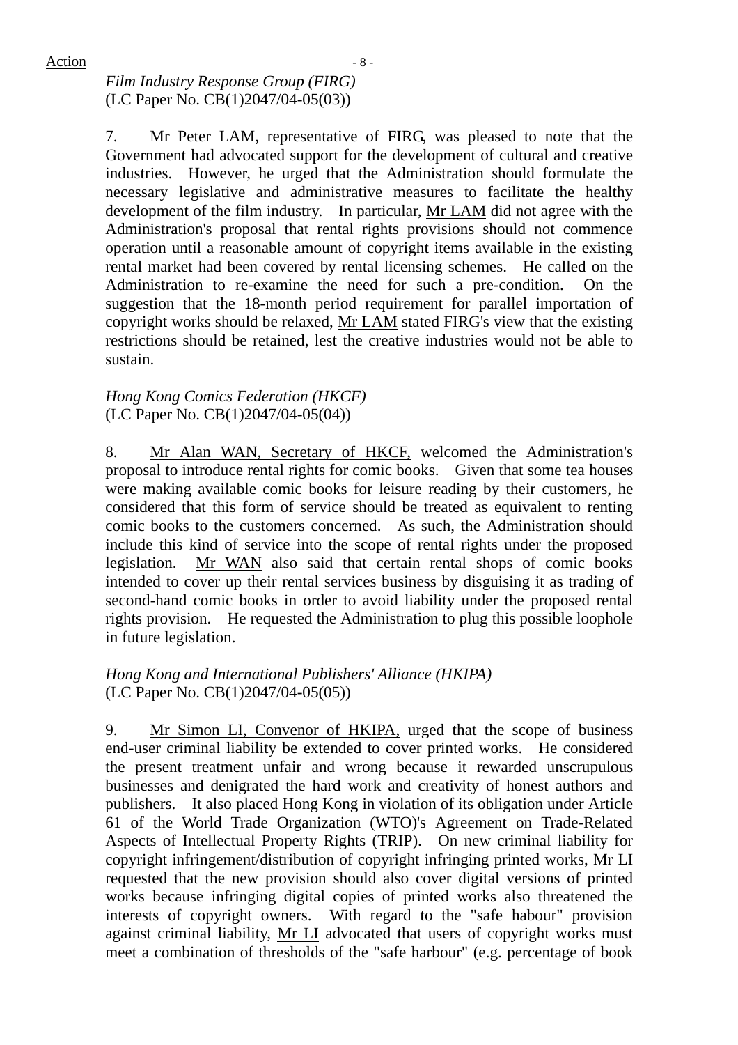*Film Industry Response Group (FIRG)*
(LC Paper No. CB(1)2047/04-05(03))

7. Mr Peter LAM, representative of FIRG, was pleased to note that the Government had advocated support for the development of cultural and creative industries. However, he urged that the Administration should formulate the necessary legislative and administrative measures to facilitate the healthy development of the film industry. In particular, Mr LAM did not agree with the Administration's proposal that rental rights provisions should not commence operation until a reasonable amount of copyright items available in the existing rental market had been covered by rental licensing schemes. He called on the Administration to re-examine the need for such a pre-condition. On the suggestion that the 18-month period requirement for parallel importation of copyright works should be relaxed, Mr LAM stated FIRG's view that the existing restrictions should be retained, lest the creative industries would not be able to sustain.

*Hong Kong Comics Federation (HKCF)*
(LC Paper No. CB(1)2047/04-05(04))

8. Mr Alan WAN, Secretary of HKCF, welcomed the Administration's proposal to introduce rental rights for comic books. Given that some tea houses were making available comic books for leisure reading by their customers, he considered that this form of service should be treated as equivalent to renting comic books to the customers concerned. As such, the Administration should include this kind of service into the scope of rental rights under the proposed legislation. Mr WAN also said that certain rental shops of comic books intended to cover up their rental services business by disguising it as trading of second-hand comic books in order to avoid liability under the proposed rental rights provision. He requested the Administration to plug this possible loophole in future legislation.

*Hong Kong and International Publishers' Alliance (HKIPA)*
(LC Paper No. CB(1)2047/04-05(05))

9. Mr Simon LI, Convenor of HKIPA, urged that the scope of business end-user criminal liability be extended to cover printed works. He considered the present treatment unfair and wrong because it rewarded unscrupulous businesses and denigrated the hard work and creativity of honest authors and publishers. It also placed Hong Kong in violation of its obligation under Article 61 of the World Trade Organization (WTO)'s Agreement on Trade-Related Aspects of Intellectual Property Rights (TRIP). On new criminal liability for copyright infringement/distribution of copyright infringing printed works, Mr LI requested that the new provision should also cover digital versions of printed works because infringing digital copies of printed works also threatened the interests of copyright owners. With regard to the "safe habour" provision against criminal liability, Mr LI advocated that users of copyright works must meet a combination of thresholds of the "safe harbour" (e.g. percentage of book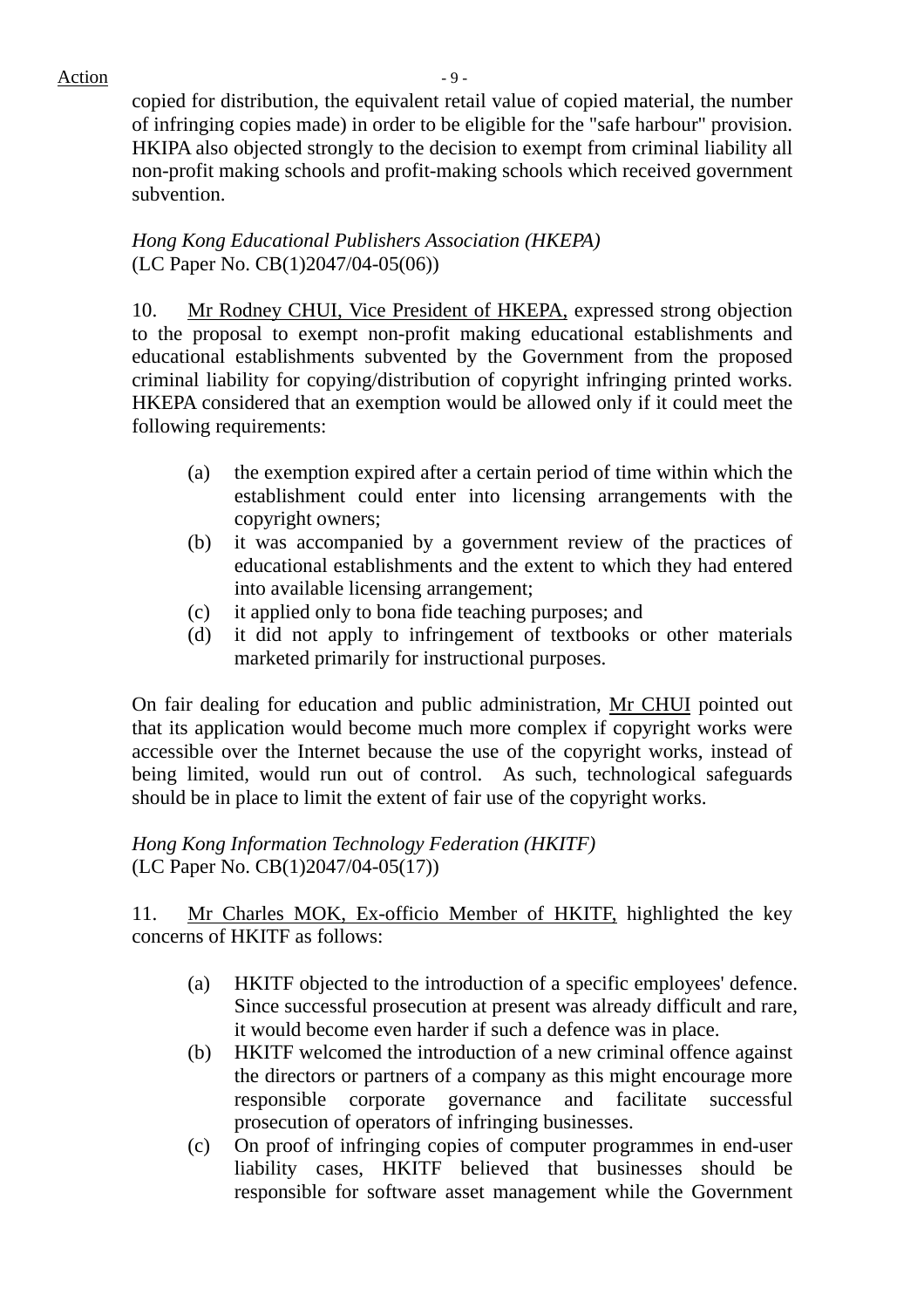copied for distribution, the equivalent retail value of copied material, the number of infringing copies made) in order to be eligible for the "safe harbour" provision. HKIPA also objected strongly to the decision to exempt from criminal liability all non-profit making schools and profit-making schools which received government subvention.

*Hong Kong Educational Publishers Association (HKEPA)*
(LC Paper No. CB(1)2047/04-05(06))

10. Mr Rodney CHUI, Vice President of HKEPA, expressed strong objection to the proposal to exempt non-profit making educational establishments and educational establishments subvented by the Government from the proposed criminal liability for copying/distribution of copyright infringing printed works. HKEPA considered that an exemption would be allowed only if it could meet the following requirements:

(a) the exemption expired after a certain period of time within which the establishment could enter into licensing arrangements with the copyright owners;
(b) it was accompanied by a government review of the practices of educational establishments and the extent to which they had entered into available licensing arrangement;
(c) it applied only to bona fide teaching purposes; and
(d) it did not apply to infringement of textbooks or other materials marketed primarily for instructional purposes.

On fair dealing for education and public administration, Mr CHUI pointed out that its application would become much more complex if copyright works were accessible over the Internet because the use of the copyright works, instead of being limited, would run out of control. As such, technological safeguards should be in place to limit the extent of fair use of the copyright works.

*Hong Kong Information Technology Federation (HKITF)*
(LC Paper No. CB(1)2047/04-05(17))

11. Mr Charles MOK, Ex-officio Member of HKITF, highlighted the key concerns of HKITF as follows:

(a) HKITF objected to the introduction of a specific employees' defence. Since successful prosecution at present was already difficult and rare, it would become even harder if such a defence was in place.
(b) HKITF welcomed the introduction of a new criminal offence against the directors or partners of a company as this might encourage more responsible corporate governance and facilitate successful prosecution of operators of infringing businesses.
(c) On proof of infringing copies of computer programmes in end-user liability cases, HKITF believed that businesses should be responsible for software asset management while the Government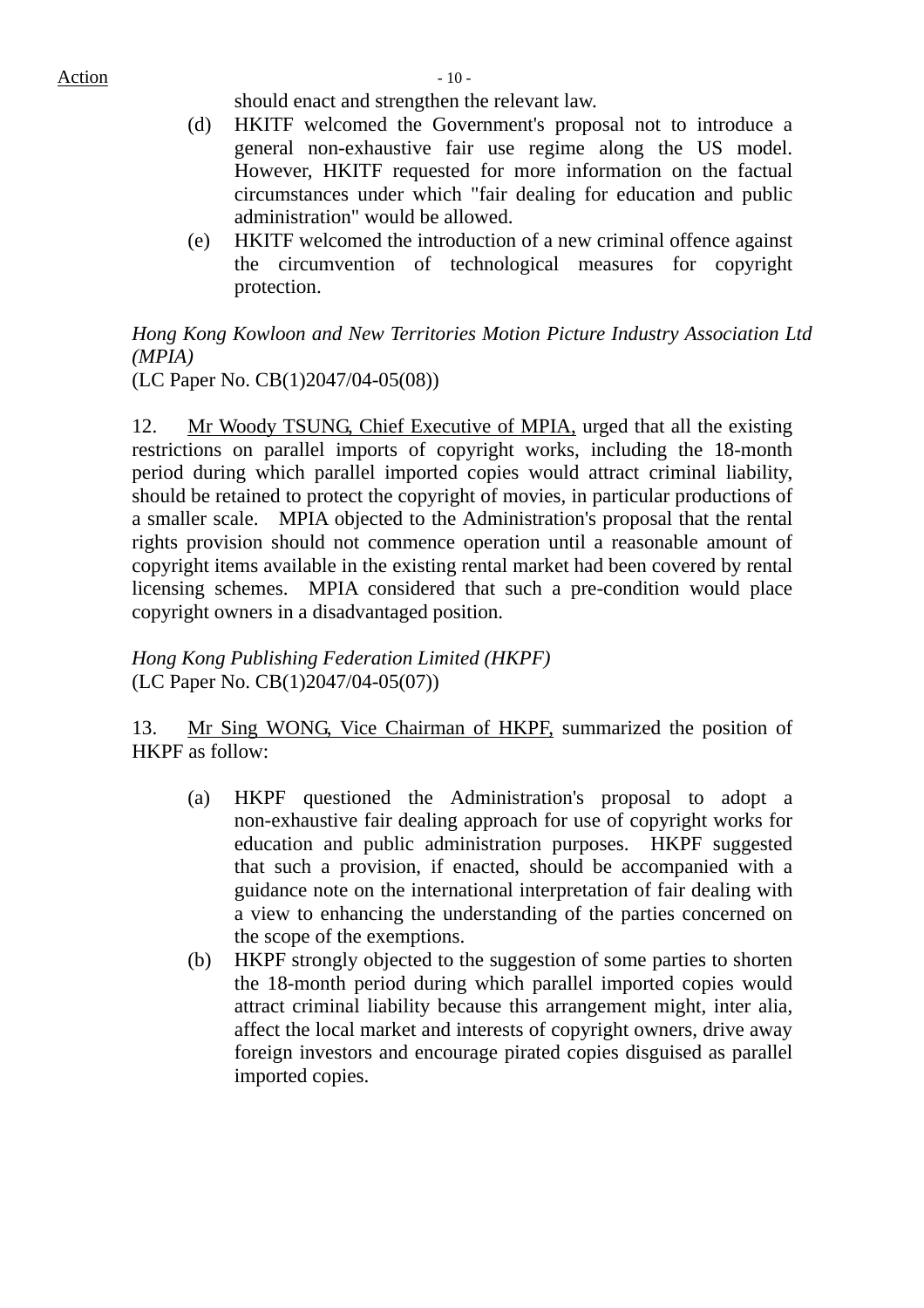should enact and strengthen the relevant law.

(d) HKITF welcomed the Government's proposal not to introduce a general non-exhaustive fair use regime along the US model. However, HKITF requested for more information on the factual circumstances under which "fair dealing for education and public administration" would be allowed.

(e) HKITF welcomed the introduction of a new criminal offence against the circumvention of technological measures for copyright protection.

*Hong Kong Kowloon and New Territories Motion Picture Industry Association Ltd (MPIA)*
(LC Paper No. CB(1)2047/04-05(08))

12. Mr Woody TSUNG, Chief Executive of MPIA, urged that all the existing restrictions on parallel imports of copyright works, including the 18-month period during which parallel imported copies would attract criminal liability, should be retained to protect the copyright of movies, in particular productions of a smaller scale. MPIA objected to the Administration's proposal that the rental rights provision should not commence operation until a reasonable amount of copyright items available in the existing rental market had been covered by rental licensing schemes. MPIA considered that such a pre-condition would place copyright owners in a disadvantaged position.

*Hong Kong Publishing Federation Limited (HKPF)*
(LC Paper No. CB(1)2047/04-05(07))

13. Mr Sing WONG, Vice Chairman of HKPF, summarized the position of HKPF as follow:

(a) HKPF questioned the Administration's proposal to adopt a non-exhaustive fair dealing approach for use of copyright works for education and public administration purposes. HKPF suggested that such a provision, if enacted, should be accompanied with a guidance note on the international interpretation of fair dealing with a view to enhancing the understanding of the parties concerned on the scope of the exemptions.

(b) HKPF strongly objected to the suggestion of some parties to shorten the 18-month period during which parallel imported copies would attract criminal liability because this arrangement might, inter alia, affect the local market and interests of copyright owners, drive away foreign investors and encourage pirated copies disguised as parallel imported copies.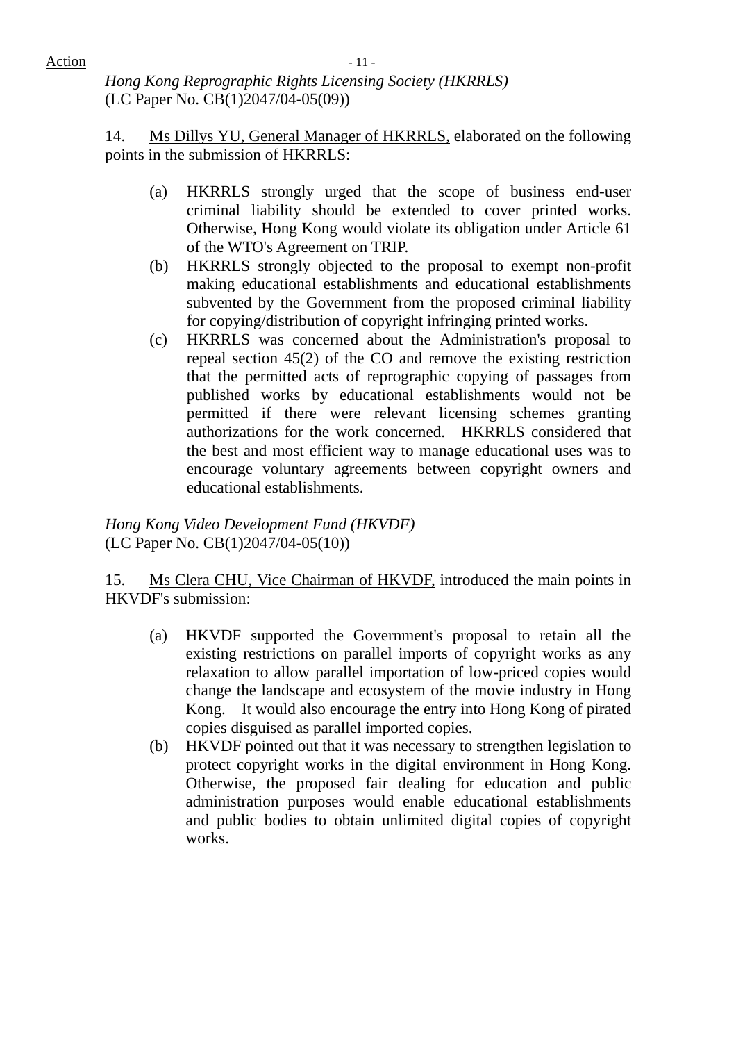Action

*Hong Kong Reprographic Rights Licensing Society (HKRRLS)*
(LC Paper No. CB(1)2047/04-05(09))

14. Ms Dillys YU, General Manager of HKRRLS, elaborated on the following points in the submission of HKRRLS:

(a) HKRRLS strongly urged that the scope of business end-user criminal liability should be extended to cover printed works. Otherwise, Hong Kong would violate its obligation under Article 61 of the WTO's Agreement on TRIP.
(b) HKRRLS strongly objected to the proposal to exempt non-profit making educational establishments and educational establishments subvented by the Government from the proposed criminal liability for copying/distribution of copyright infringing printed works.
(c) HKRRLS was concerned about the Administration's proposal to repeal section 45(2) of the CO and remove the existing restriction that the permitted acts of reprographic copying of passages from published works by educational establishments would not be permitted if there were relevant licensing schemes granting authorizations for the work concerned. HKRRLS considered that the best and most efficient way to manage educational uses was to encourage voluntary agreements between copyright owners and educational establishments.

*Hong Kong Video Development Fund (HKVDF)*
(LC Paper No. CB(1)2047/04-05(10))

15. Ms Clera CHU, Vice Chairman of HKVDF, introduced the main points in HKVDF's submission:

(a) HKVDF supported the Government's proposal to retain all the existing restrictions on parallel imports of copyright works as any relaxation to allow parallel importation of low-priced copies would change the landscape and ecosystem of the movie industry in Hong Kong. It would also encourage the entry into Hong Kong of pirated copies disguised as parallel imported copies.
(b) HKVDF pointed out that it was necessary to strengthen legislation to protect copyright works in the digital environment in Hong Kong. Otherwise, the proposed fair dealing for education and public administration purposes would enable educational establishments and public bodies to obtain unlimited digital copies of copyright works.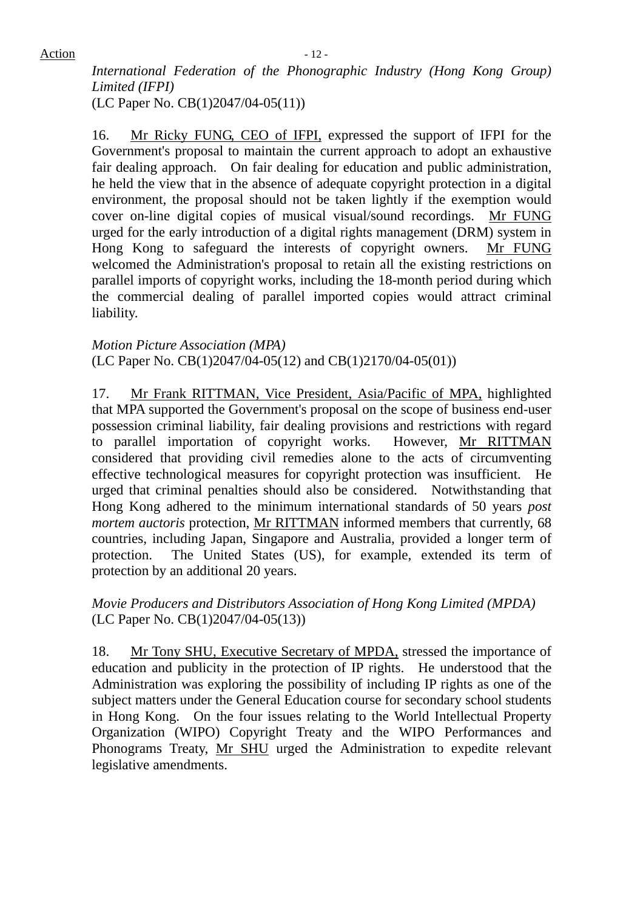Action

*International Federation of the Phonographic Industry (Hong Kong Group) Limited (IFPI)*
(LC Paper No. CB(1)2047/04-05(11))

16. Mr Ricky FUNG, CEO of IFPI, expressed the support of IFPI for the Government's proposal to maintain the current approach to adopt an exhaustive fair dealing approach. On fair dealing for education and public administration, he held the view that in the absence of adequate copyright protection in a digital environment, the proposal should not be taken lightly if the exemption would cover on-line digital copies of musical visual/sound recordings. Mr FUNG urged for the early introduction of a digital rights management (DRM) system in Hong Kong to safeguard the interests of copyright owners. Mr FUNG welcomed the Administration's proposal to retain all the existing restrictions on parallel imports of copyright works, including the 18-month period during which the commercial dealing of parallel imported copies would attract criminal liability.

*Motion Picture Association (MPA)*
(LC Paper No. CB(1)2047/04-05(12) and CB(1)2170/04-05(01))

17. Mr Frank RITTMAN, Vice President, Asia/Pacific of MPA, highlighted that MPA supported the Government's proposal on the scope of business end-user possession criminal liability, fair dealing provisions and restrictions with regard to parallel importation of copyright works. However, Mr RITTMAN considered that providing civil remedies alone to the acts of circumventing effective technological measures for copyright protection was insufficient. He urged that criminal penalties should also be considered. Notwithstanding that Hong Kong adhered to the minimum international standards of 50 years *post mortem auctoris* protection, Mr RITTMAN informed members that currently, 68 countries, including Japan, Singapore and Australia, provided a longer term of protection. The United States (US), for example, extended its term of protection by an additional 20 years.

*Movie Producers and Distributors Association of Hong Kong Limited (MPDA)*
(LC Paper No. CB(1)2047/04-05(13))

18. Mr Tony SHU, Executive Secretary of MPDA, stressed the importance of education and publicity in the protection of IP rights. He understood that the Administration was exploring the possibility of including IP rights as one of the subject matters under the General Education course for secondary school students in Hong Kong. On the four issues relating to the World Intellectual Property Organization (WIPO) Copyright Treaty and the WIPO Performances and Phonograms Treaty, Mr SHU urged the Administration to expedite relevant legislative amendments.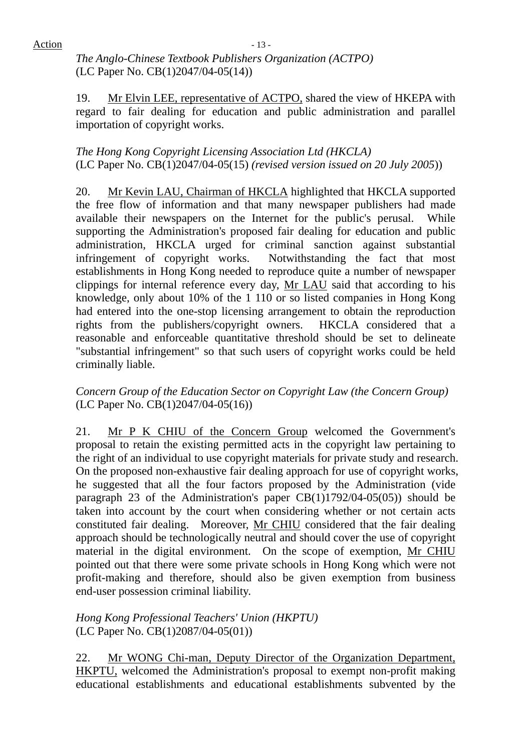Action

*The Anglo-Chinese Textbook Publishers Organization (ACTPO)*
(LC Paper No. CB(1)2047/04-05(14))

19. Mr Elvin LEE, representative of ACTPO, shared the view of HKEPA with regard to fair dealing for education and public administration and parallel importation of copyright works.

*The Hong Kong Copyright Licensing Association Ltd (HKCLA)*
(LC Paper No. CB(1)2047/04-05(15) *(revised version issued on 20 July 2005)*)

20. Mr Kevin LAU, Chairman of HKCLA highlighted that HKCLA supported the free flow of information and that many newspaper publishers had made available their newspapers on the Internet for the public's perusal. While supporting the Administration's proposed fair dealing for education and public administration, HKCLA urged for criminal sanction against substantial infringement of copyright works. Notwithstanding the fact that most establishments in Hong Kong needed to reproduce quite a number of newspaper clippings for internal reference every day, Mr LAU said that according to his knowledge, only about 10% of the 1 110 or so listed companies in Hong Kong had entered into the one-stop licensing arrangement to obtain the reproduction rights from the publishers/copyright owners. HKCLA considered that a reasonable and enforceable quantitative threshold should be set to delineate "substantial infringement" so that such users of copyright works could be held criminally liable.

*Concern Group of the Education Sector on Copyright Law (the Concern Group)*
(LC Paper No. CB(1)2047/04-05(16))

21. Mr P K CHIU of the Concern Group welcomed the Government's proposal to retain the existing permitted acts in the copyright law pertaining to the right of an individual to use copyright materials for private study and research. On the proposed non-exhaustive fair dealing approach for use of copyright works, he suggested that all the four factors proposed by the Administration (vide paragraph 23 of the Administration's paper CB(1)1792/04-05(05)) should be taken into account by the court when considering whether or not certain acts constituted fair dealing. Moreover, Mr CHIU considered that the fair dealing approach should be technologically neutral and should cover the use of copyright material in the digital environment. On the scope of exemption, Mr CHIU pointed out that there were some private schools in Hong Kong which were not profit-making and therefore, should also be given exemption from business end-user possession criminal liability.

*Hong Kong Professional Teachers' Union (HKPTU)*
(LC Paper No. CB(1)2087/04-05(01))

22. Mr WONG Chi-man, Deputy Director of the Organization Department, HKPTU, welcomed the Administration's proposal to exempt non-profit making educational establishments and educational establishments subvented by the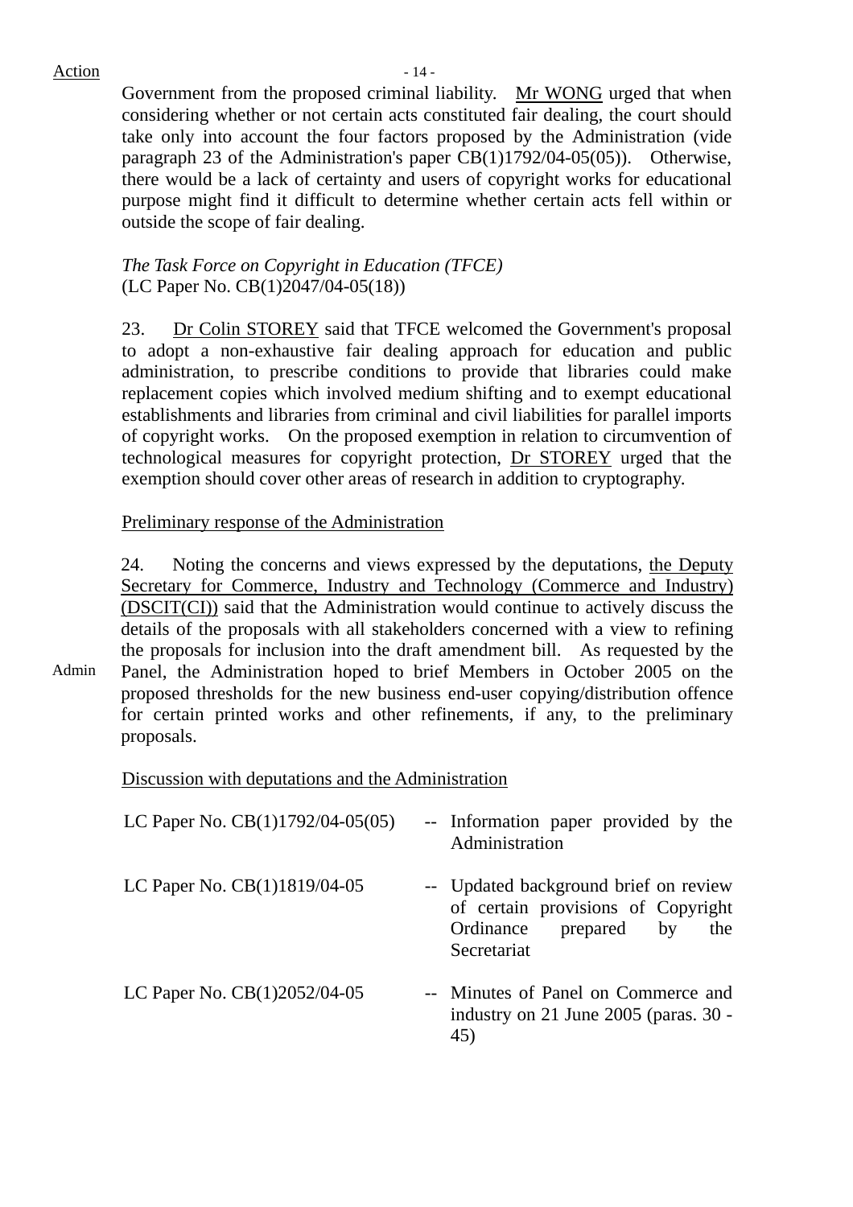Action

Government from the proposed criminal liability. Mr WONG urged that when considering whether or not certain acts constituted fair dealing, the court should take only into account the four factors proposed by the Administration (vide paragraph 23 of the Administration's paper CB(1)1792/04-05(05)). Otherwise, there would be a lack of certainty and users of copyright works for educational purpose might find it difficult to determine whether certain acts fell within or outside the scope of fair dealing.

*The Task Force on Copyright in Education (TFCE)*
(LC Paper No. CB(1)2047/04-05(18))

23. Dr Colin STOREY said that TFCE welcomed the Government's proposal to adopt a non-exhaustive fair dealing approach for education and public administration, to prescribe conditions to provide that libraries could make replacement copies which involved medium shifting and to exempt educational establishments and libraries from criminal and civil liabilities for parallel imports of copyright works. On the proposed exemption in relation to circumvention of technological measures for copyright protection, Dr STOREY urged that the exemption should cover other areas of research in addition to cryptography.

Preliminary response of the Administration

24. Noting the concerns and views expressed by the deputations, the Deputy Secretary for Commerce, Industry and Technology (Commerce and Industry) (DSCIT(CI)) said that the Administration would continue to actively discuss the details of the proposals with all stakeholders concerned with a view to refining the proposals for inclusion into the draft amendment bill. As requested by the Panel, the Administration hoped to brief Members in October 2005 on the proposed thresholds for the new business end-user copying/distribution offence for certain printed works and other refinements, if any, to the preliminary proposals.

Admin

Discussion with deputations and the Administration

| | | |
|---|---|---|
| LC Paper No. CB(1)1792/04-05(05) | -- | Information paper provided by the Administration |
| LC Paper No. CB(1)1819/04-05 | -- | Updated background brief on review of certain provisions of Copyright Ordinance prepared by the Secretariat |
| LC Paper No. CB(1)2052/04-05 | -- | Minutes of Panel on Commerce and industry on 21 June 2005 (paras. 30 - 45) |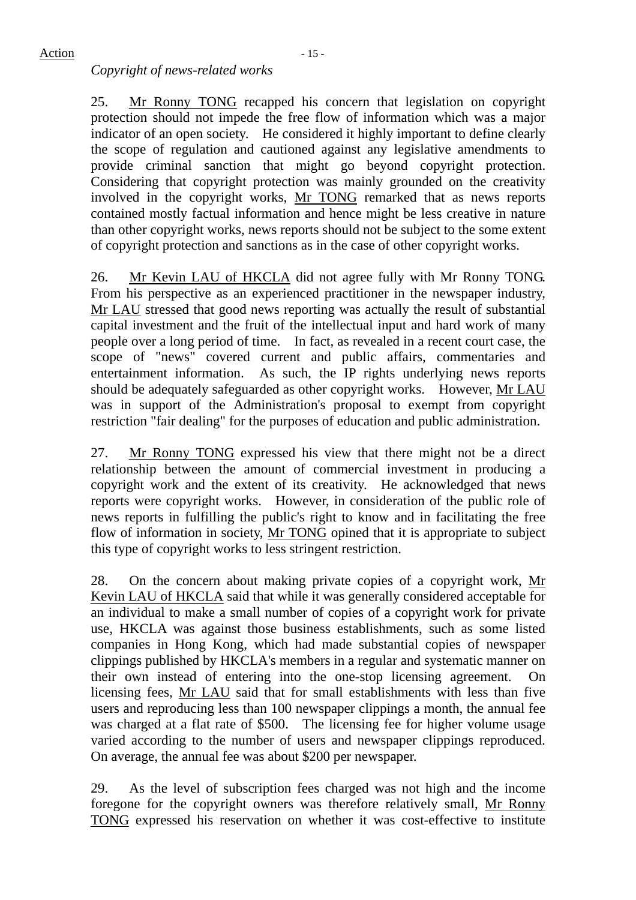*Copyright of news-related works*

25. Mr Ronny TONG recapped his concern that legislation on copyright protection should not impede the free flow of information which was a major indicator of an open society. He considered it highly important to define clearly the scope of regulation and cautioned against any legislative amendments to provide criminal sanction that might go beyond copyright protection. Considering that copyright protection was mainly grounded on the creativity involved in the copyright works, Mr TONG remarked that as news reports contained mostly factual information and hence might be less creative in nature than other copyright works, news reports should not be subject to the some extent of copyright protection and sanctions as in the case of other copyright works.

26. Mr Kevin LAU of HKCLA did not agree fully with Mr Ronny TONG. From his perspective as an experienced practitioner in the newspaper industry, Mr LAU stressed that good news reporting was actually the result of substantial capital investment and the fruit of the intellectual input and hard work of many people over a long period of time. In fact, as revealed in a recent court case, the scope of "news" covered current and public affairs, commentaries and entertainment information. As such, the IP rights underlying news reports should be adequately safeguarded as other copyright works. However, Mr LAU was in support of the Administration's proposal to exempt from copyright restriction "fair dealing" for the purposes of education and public administration.

27. Mr Ronny TONG expressed his view that there might not be a direct relationship between the amount of commercial investment in producing a copyright work and the extent of its creativity. He acknowledged that news reports were copyright works. However, in consideration of the public role of news reports in fulfilling the public's right to know and in facilitating the free flow of information in society, Mr TONG opined that it is appropriate to subject this type of copyright works to less stringent restriction.

28. On the concern about making private copies of a copyright work, Mr Kevin LAU of HKCLA said that while it was generally considered acceptable for an individual to make a small number of copies of a copyright work for private use, HKCLA was against those business establishments, such as some listed companies in Hong Kong, which had made substantial copies of newspaper clippings published by HKCLA's members in a regular and systematic manner on their own instead of entering into the one-stop licensing agreement. On licensing fees, Mr LAU said that for small establishments with less than five users and reproducing less than 100 newspaper clippings a month, the annual fee was charged at a flat rate of $500. The licensing fee for higher volume usage varied according to the number of users and newspaper clippings reproduced. On average, the annual fee was about $200 per newspaper.

29. As the level of subscription fees charged was not high and the income foregone for the copyright owners was therefore relatively small, Mr Ronny TONG expressed his reservation on whether it was cost-effective to institute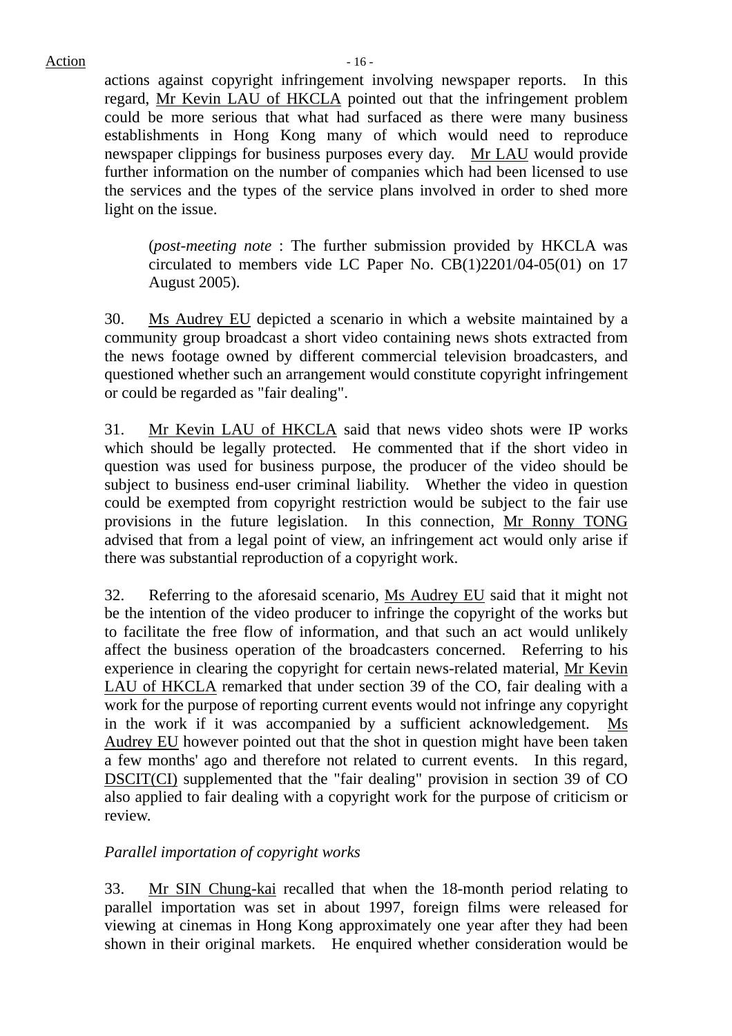actions against copyright infringement involving newspaper reports. In this regard, Mr Kevin LAU of HKCLA pointed out that the infringement problem could be more serious that what had surfaced as there were many business establishments in Hong Kong many of which would need to reproduce newspaper clippings for business purposes every day. Mr LAU would provide further information on the number of companies which had been licensed to use the services and the types of the service plans involved in order to shed more light on the issue.

> (*post-meeting note* : The further submission provided by HKCLA was circulated to members vide LC Paper No. CB(1)2201/04-05(01) on 17 August 2005).

30. Ms Audrey EU depicted a scenario in which a website maintained by a community group broadcast a short video containing news shots extracted from the news footage owned by different commercial television broadcasters, and questioned whether such an arrangement would constitute copyright infringement or could be regarded as "fair dealing".

31. Mr Kevin LAU of HKCLA said that news video shots were IP works which should be legally protected. He commented that if the short video in question was used for business purpose, the producer of the video should be subject to business end-user criminal liability. Whether the video in question could be exempted from copyright restriction would be subject to the fair use provisions in the future legislation. In this connection, Mr Ronny TONG advised that from a legal point of view, an infringement act would only arise if there was substantial reproduction of a copyright work.

32. Referring to the aforesaid scenario, Ms Audrey EU said that it might not be the intention of the video producer to infringe the copyright of the works but to facilitate the free flow of information, and that such an act would unlikely affect the business operation of the broadcasters concerned. Referring to his experience in clearing the copyright for certain news-related material, Mr Kevin LAU of HKCLA remarked that under section 39 of the CO, fair dealing with a work for the purpose of reporting current events would not infringe any copyright in the work if it was accompanied by a sufficient acknowledgement. Ms Audrey EU however pointed out that the shot in question might have been taken a few months' ago and therefore not related to current events. In this regard, DSCIT(CI) supplemented that the "fair dealing" provision in section 39 of CO also applied to fair dealing with a copyright work for the purpose of criticism or review.

*Parallel importation of copyright works*

33. Mr SIN Chung-kai recalled that when the 18-month period relating to parallel importation was set in about 1997, foreign films were released for viewing at cinemas in Hong Kong approximately one year after they had been shown in their original markets. He enquired whether consideration would be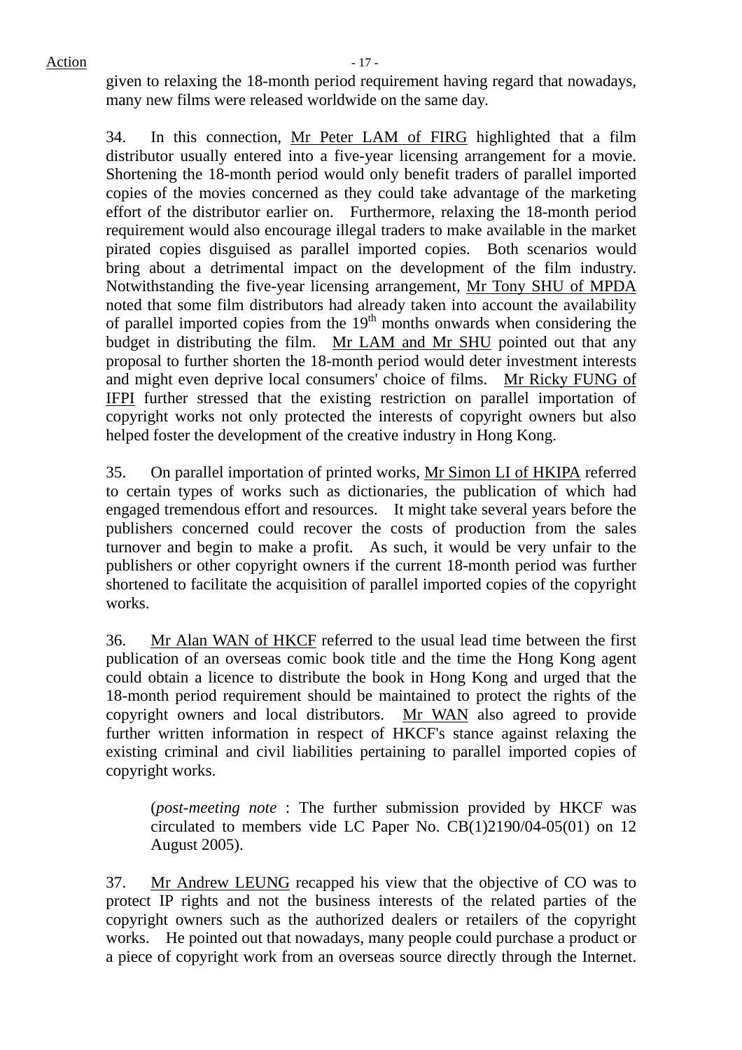given to relaxing the 18-month period requirement having regard that nowadays, many new films were released worldwide on the same day.

34. In this connection, Mr Peter LAM of FIRG highlighted that a film distributor usually entered into a five-year licensing arrangement for a movie. Shortening the 18-month period would only benefit traders of parallel imported copies of the movies concerned as they could take advantage of the marketing effort of the distributor earlier on. Furthermore, relaxing the 18-month period requirement would also encourage illegal traders to make available in the market pirated copies disguised as parallel imported copies. Both scenarios would bring about a detrimental impact on the development of the film industry. Notwithstanding the five-year licensing arrangement, Mr Tony SHU of MPDA noted that some film distributors had already taken into account the availability of parallel imported copies from the 19th months onwards when considering the budget in distributing the film. Mr LAM and Mr SHU pointed out that any proposal to further shorten the 18-month period would deter investment interests and might even deprive local consumers' choice of films. Mr Ricky FUNG of IFPI further stressed that the existing restriction on parallel importation of copyright works not only protected the interests of copyright owners but also helped foster the development of the creative industry in Hong Kong.

35. On parallel importation of printed works, Mr Simon LI of HKIPA referred to certain types of works such as dictionaries, the publication of which had engaged tremendous effort and resources. It might take several years before the publishers concerned could recover the costs of production from the sales turnover and begin to make a profit. As such, it would be very unfair to the publishers or other copyright owners if the current 18-month period was further shortened to facilitate the acquisition of parallel imported copies of the copyright works.

36. Mr Alan WAN of HKCF referred to the usual lead time between the first publication of an overseas comic book title and the time the Hong Kong agent could obtain a licence to distribute the book in Hong Kong and urged that the 18-month period requirement should be maintained to protect the rights of the copyright owners and local distributors. Mr WAN also agreed to provide further written information in respect of HKCF's stance against relaxing the existing criminal and civil liabilities pertaining to parallel imported copies of copyright works.

> (*post-meeting note* : The further submission provided by HKCF was circulated to members vide LC Paper No. CB(1)2190/04-05(01) on 12 August 2005).

37. Mr Andrew LEUNG recapped his view that the objective of CO was to protect IP rights and not the business interests of the related parties of the copyright owners such as the authorized dealers or retailers of the copyright works. He pointed out that nowadays, many people could purchase a product or a piece of copyright work from an overseas source directly through the Internet.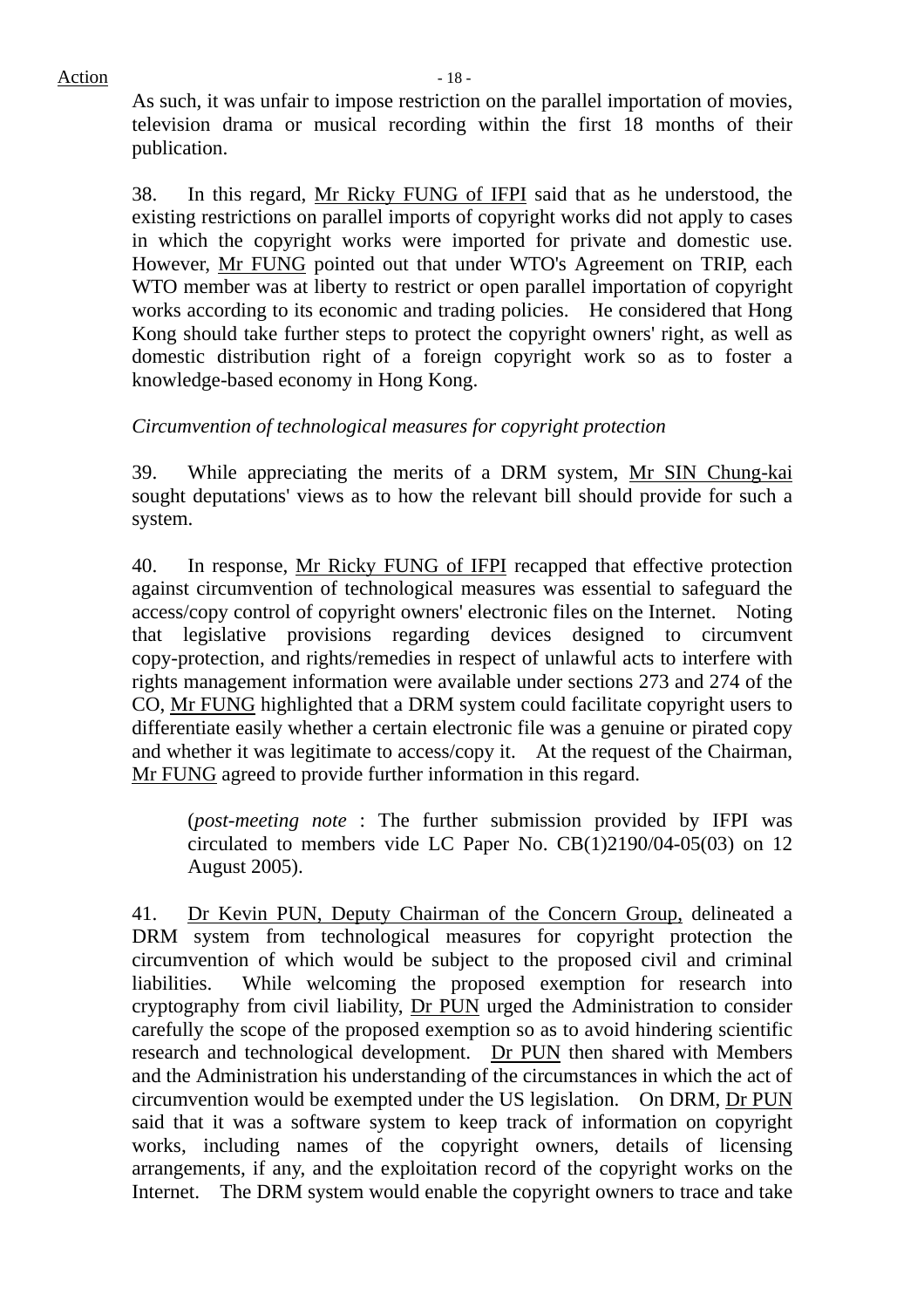As such, it was unfair to impose restriction on the parallel importation of movies, television drama or musical recording within the first 18 months of their publication.

38. In this regard, Mr Ricky FUNG of IFPI said that as he understood, the existing restrictions on parallel imports of copyright works did not apply to cases in which the copyright works were imported for private and domestic use. However, Mr FUNG pointed out that under WTO's Agreement on TRIP, each WTO member was at liberty to restrict or open parallel importation of copyright works according to its economic and trading policies. He considered that Hong Kong should take further steps to protect the copyright owners' right, as well as domestic distribution right of a foreign copyright work so as to foster a knowledge-based economy in Hong Kong.

*Circumvention of technological measures for copyright protection*

39. While appreciating the merits of a DRM system, Mr SIN Chung-kai sought deputations' views as to how the relevant bill should provide for such a system.

40. In response, Mr Ricky FUNG of IFPI recapped that effective protection against circumvention of technological measures was essential to safeguard the access/copy control of copyright owners' electronic files on the Internet. Noting that legislative provisions regarding devices designed to circumvent copy-protection, and rights/remedies in respect of unlawful acts to interfere with rights management information were available under sections 273 and 274 of the CO, Mr FUNG highlighted that a DRM system could facilitate copyright users to differentiate easily whether a certain electronic file was a genuine or pirated copy and whether it was legitimate to access/copy it. At the request of the Chairman, Mr FUNG agreed to provide further information in this regard.

> (*post-meeting note* : The further submission provided by IFPI was circulated to members vide LC Paper No. CB(1)2190/04-05(03) on 12 August 2005).

41. Dr Kevin PUN, Deputy Chairman of the Concern Group, delineated a DRM system from technological measures for copyright protection the circumvention of which would be subject to the proposed civil and criminal liabilities. While welcoming the proposed exemption for research into cryptography from civil liability, Dr PUN urged the Administration to consider carefully the scope of the proposed exemption so as to avoid hindering scientific research and technological development. Dr PUN then shared with Members and the Administration his understanding of the circumstances in which the act of circumvention would be exempted under the US legislation. On DRM, Dr PUN said that it was a software system to keep track of information on copyright works, including names of the copyright owners, details of licensing arrangements, if any, and the exploitation record of the copyright works on the Internet. The DRM system would enable the copyright owners to trace and take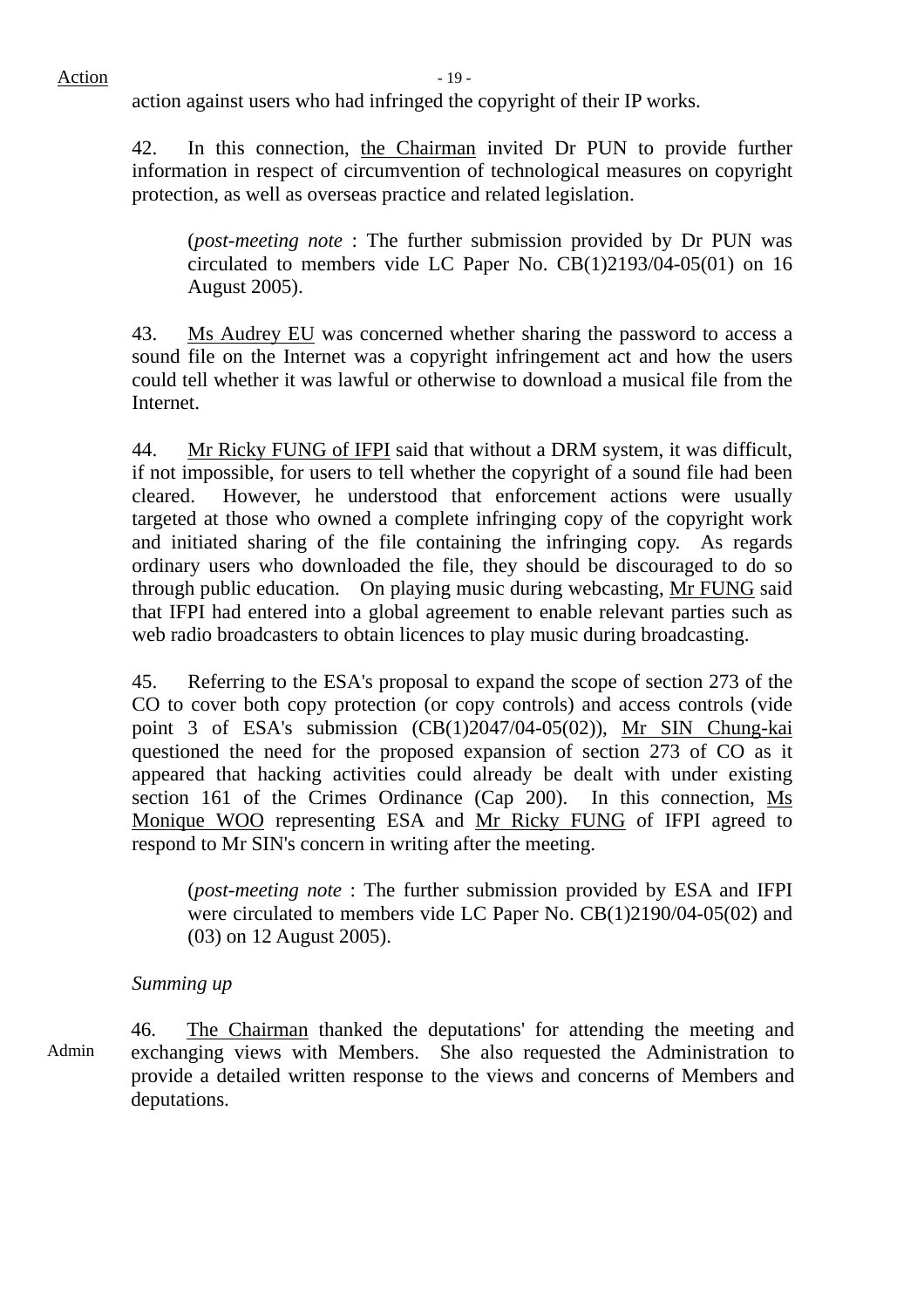action against users who had infringed the copyright of their IP works.

42. In this connection, the Chairman invited Dr PUN to provide further information in respect of circumvention of technological measures on copyright protection, as well as overseas practice and related legislation.

> (*post-meeting note* : The further submission provided by Dr PUN was circulated to members vide LC Paper No. CB(1)2193/04-05(01) on 16 August 2005).

43. Ms Audrey EU was concerned whether sharing the password to access a sound file on the Internet was a copyright infringement act and how the users could tell whether it was lawful or otherwise to download a musical file from the Internet.

44. Mr Ricky FUNG of IFPI said that without a DRM system, it was difficult, if not impossible, for users to tell whether the copyright of a sound file had been cleared. However, he understood that enforcement actions were usually targeted at those who owned a complete infringing copy of the copyright work and initiated sharing of the file containing the infringing copy. As regards ordinary users who downloaded the file, they should be discouraged to do so through public education. On playing music during webcasting, Mr FUNG said that IFPI had entered into a global agreement to enable relevant parties such as web radio broadcasters to obtain licences to play music during broadcasting.

45. Referring to the ESA's proposal to expand the scope of section 273 of the CO to cover both copy protection (or copy controls) and access controls (vide point 3 of ESA's submission (CB(1)2047/04-05(02)), Mr SIN Chung-kai questioned the need for the proposed expansion of section 273 of CO as it appeared that hacking activities could already be dealt with under existing section 161 of the Crimes Ordinance (Cap 200). In this connection, Ms Monique WOO representing ESA and Mr Ricky FUNG of IFPI agreed to respond to Mr SIN's concern in writing after the meeting.

> (*post-meeting note* : The further submission provided by ESA and IFPI were circulated to members vide LC Paper No. CB(1)2190/04-05(02) and (03) on 12 August 2005).

*Summing up*

46. The Chairman thanked the deputations' for attending the meeting and exchanging views with Members. She also requested the Administration to provide a detailed written response to the views and concerns of Members and deputations. **Admin**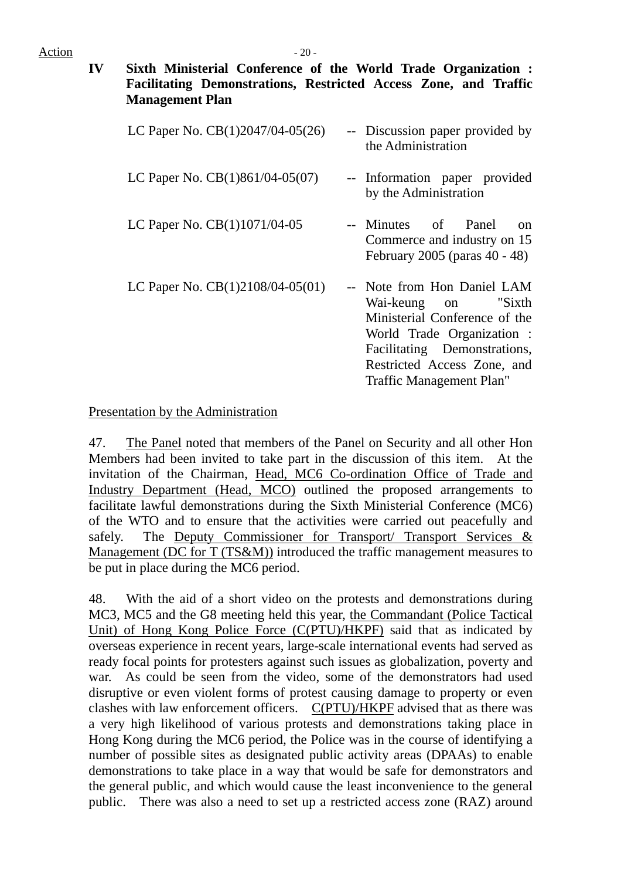Action

**IV Sixth Ministerial Conference of the World Trade Organization : Facilitating Demonstrations, Restricted Access Zone, and Traffic Management Plan**

| | | |
|---|---|---|
| LC Paper No. CB(1)2047/04-05(26) | -- | Discussion paper provided by the Administration |
| LC Paper No. CB(1)861/04-05(07) | -- | Information paper provided by the Administration |
| LC Paper No. CB(1)1071/04-05 | -- | Minutes of Panel on Commerce and industry on 15 February 2005 (paras 40 - 48) |
| LC Paper No. CB(1)2108/04-05(01) | -- | Note from Hon Daniel LAM Wai-keung on "Sixth Ministerial Conference of the World Trade Organization : Facilitating Demonstrations, Restricted Access Zone, and Traffic Management Plan" |

Presentation by the Administration

47. The Panel noted that members of the Panel on Security and all other Hon Members had been invited to take part in the discussion of this item. At the invitation of the Chairman, Head, MC6 Co-ordination Office of Trade and Industry Department (Head, MCO) outlined the proposed arrangements to facilitate lawful demonstrations during the Sixth Ministerial Conference (MC6) of the WTO and to ensure that the activities were carried out peacefully and safely. The Deputy Commissioner for Transport/ Transport Services & Management (DC for T (TS&M)) introduced the traffic management measures to be put in place during the MC6 period.

48. With the aid of a short video on the protests and demonstrations during MC3, MC5 and the G8 meeting held this year, the Commandant (Police Tactical Unit) of Hong Kong Police Force (C(PTU)/HKPF) said that as indicated by overseas experience in recent years, large-scale international events had served as ready focal points for protesters against such issues as globalization, poverty and war. As could be seen from the video, some of the demonstrators had used disruptive or even violent forms of protest causing damage to property or even clashes with law enforcement officers. C(PTU)/HKPF advised that as there was a very high likelihood of various protests and demonstrations taking place in Hong Kong during the MC6 period, the Police was in the course of identifying a number of possible sites as designated public activity areas (DPAAs) to enable demonstrations to take place in a way that would be safe for demonstrators and the general public, and which would cause the least inconvenience to the general public. There was also a need to set up a restricted access zone (RAZ) around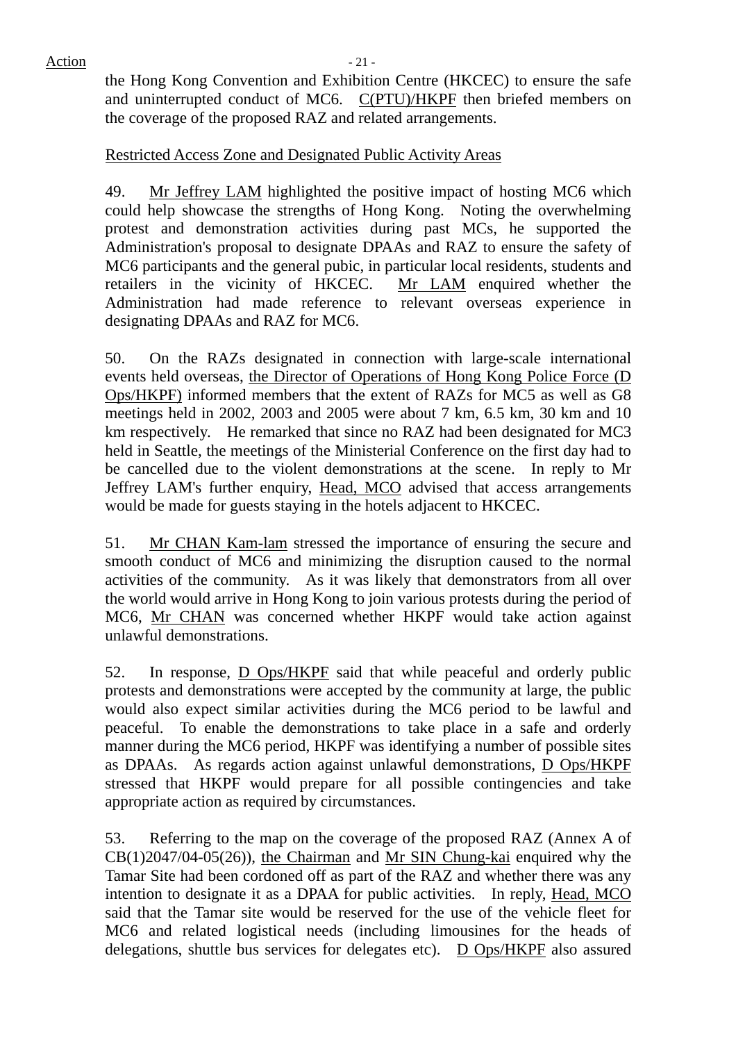the Hong Kong Convention and Exhibition Centre (HKCEC) to ensure the safe and uninterrupted conduct of MC6. C(PTU)/HKPF then briefed members on the coverage of the proposed RAZ and related arrangements.

Restricted Access Zone and Designated Public Activity Areas

49. Mr Jeffrey LAM highlighted the positive impact of hosting MC6 which could help showcase the strengths of Hong Kong. Noting the overwhelming protest and demonstration activities during past MCs, he supported the Administration's proposal to designate DPAAs and RAZ to ensure the safety of MC6 participants and the general pubic, in particular local residents, students and retailers in the vicinity of HKCEC. Mr LAM enquired whether the Administration had made reference to relevant overseas experience in designating DPAAs and RAZ for MC6.

50. On the RAZs designated in connection with large-scale international events held overseas, the Director of Operations of Hong Kong Police Force (D Ops/HKPF) informed members that the extent of RAZs for MC5 as well as G8 meetings held in 2002, 2003 and 2005 were about 7 km, 6.5 km, 30 km and 10 km respectively. He remarked that since no RAZ had been designated for MC3 held in Seattle, the meetings of the Ministerial Conference on the first day had to be cancelled due to the violent demonstrations at the scene. In reply to Mr Jeffrey LAM's further enquiry, Head, MCO advised that access arrangements would be made for guests staying in the hotels adjacent to HKCEC.

51. Mr CHAN Kam-lam stressed the importance of ensuring the secure and smooth conduct of MC6 and minimizing the disruption caused to the normal activities of the community. As it was likely that demonstrators from all over the world would arrive in Hong Kong to join various protests during the period of MC6, Mr CHAN was concerned whether HKPF would take action against unlawful demonstrations.

52. In response, D Ops/HKPF said that while peaceful and orderly public protests and demonstrations were accepted by the community at large, the public would also expect similar activities during the MC6 period to be lawful and peaceful. To enable the demonstrations to take place in a safe and orderly manner during the MC6 period, HKPF was identifying a number of possible sites as DPAAs. As regards action against unlawful demonstrations, D Ops/HKPF stressed that HKPF would prepare for all possible contingencies and take appropriate action as required by circumstances.

53. Referring to the map on the coverage of the proposed RAZ (Annex A of CB(1)2047/04-05(26)), the Chairman and Mr SIN Chung-kai enquired why the Tamar Site had been cordoned off as part of the RAZ and whether there was any intention to designate it as a DPAA for public activities. In reply, Head, MCO said that the Tamar site would be reserved for the use of the vehicle fleet for MC6 and related logistical needs (including limousines for the heads of delegations, shuttle bus services for delegates etc). D Ops/HKPF also assured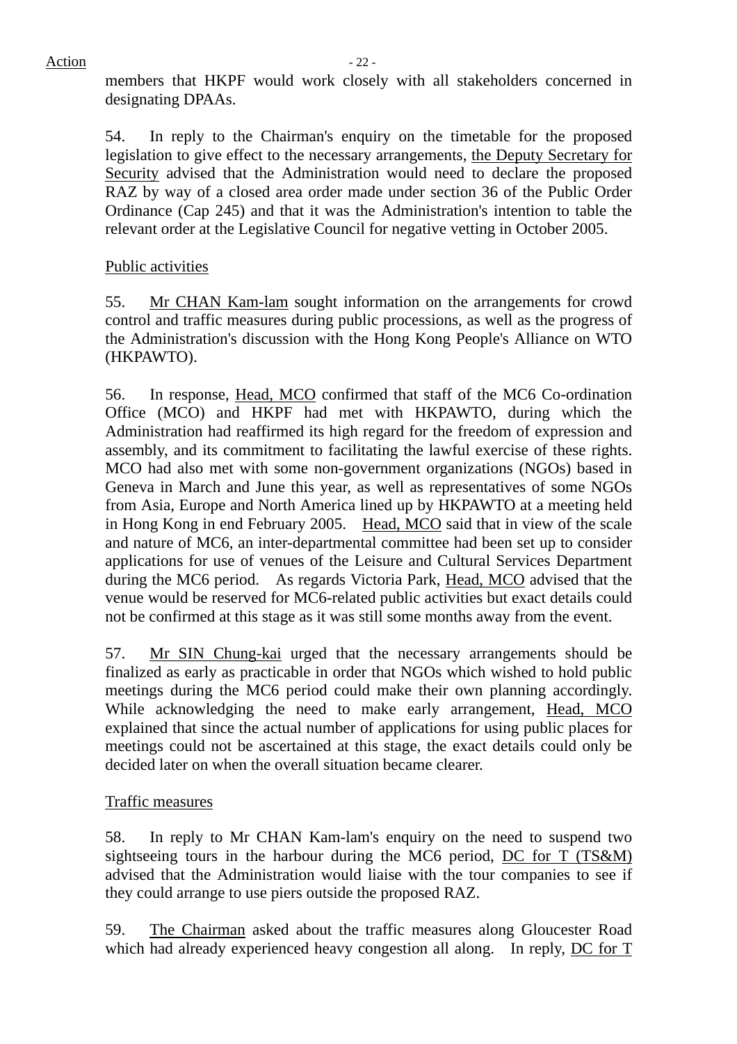members that HKPF would work closely with all stakeholders concerned in designating DPAAs.

54. In reply to the Chairman's enquiry on the timetable for the proposed legislation to give effect to the necessary arrangements, the Deputy Secretary for Security advised that the Administration would need to declare the proposed RAZ by way of a closed area order made under section 36 of the Public Order Ordinance (Cap 245) and that it was the Administration's intention to table the relevant order at the Legislative Council for negative vetting in October 2005.

Public activities

55. Mr CHAN Kam-lam sought information on the arrangements for crowd control and traffic measures during public processions, as well as the progress of the Administration's discussion with the Hong Kong People's Alliance on WTO (HKPAWTO).

56. In response, Head, MCO confirmed that staff of the MC6 Co-ordination Office (MCO) and HKPF had met with HKPAWTO, during which the Administration had reaffirmed its high regard for the freedom of expression and assembly, and its commitment to facilitating the lawful exercise of these rights. MCO had also met with some non-government organizations (NGOs) based in Geneva in March and June this year, as well as representatives of some NGOs from Asia, Europe and North America lined up by HKPAWTO at a meeting held in Hong Kong in end February 2005. Head, MCO said that in view of the scale and nature of MC6, an inter-departmental committee had been set up to consider applications for use of venues of the Leisure and Cultural Services Department during the MC6 period. As regards Victoria Park, Head, MCO advised that the venue would be reserved for MC6-related public activities but exact details could not be confirmed at this stage as it was still some months away from the event.

57. Mr SIN Chung-kai urged that the necessary arrangements should be finalized as early as practicable in order that NGOs which wished to hold public meetings during the MC6 period could make their own planning accordingly. While acknowledging the need to make early arrangement, Head, MCO explained that since the actual number of applications for using public places for meetings could not be ascertained at this stage, the exact details could only be decided later on when the overall situation became clearer.

Traffic measures

58. In reply to Mr CHAN Kam-lam's enquiry on the need to suspend two sightseeing tours in the harbour during the MC6 period, DC for T (TS&M) advised that the Administration would liaise with the tour companies to see if they could arrange to use piers outside the proposed RAZ.

59. The Chairman asked about the traffic measures along Gloucester Road which had already experienced heavy congestion all along. In reply, DC for T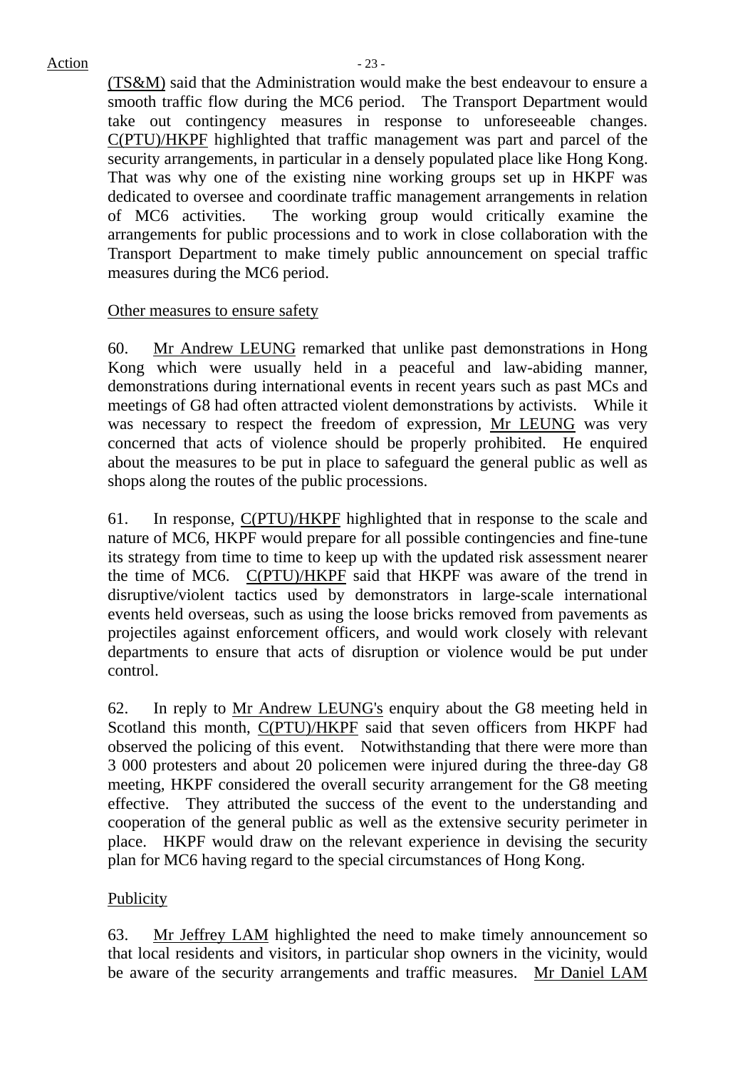(TS&M) said that the Administration would make the best endeavour to ensure a smooth traffic flow during the MC6 period. The Transport Department would take out contingency measures in response to unforeseeable changes. C(PTU)/HKPF highlighted that traffic management was part and parcel of the security arrangements, in particular in a densely populated place like Hong Kong. That was why one of the existing nine working groups set up in HKPF was dedicated to oversee and coordinate traffic management arrangements in relation of MC6 activities. The working group would critically examine the arrangements for public processions and to work in close collaboration with the Transport Department to make timely public announcement on special traffic measures during the MC6 period.

Other measures to ensure safety

60. Mr Andrew LEUNG remarked that unlike past demonstrations in Hong Kong which were usually held in a peaceful and law-abiding manner, demonstrations during international events in recent years such as past MCs and meetings of G8 had often attracted violent demonstrations by activists. While it was necessary to respect the freedom of expression, Mr LEUNG was very concerned that acts of violence should be properly prohibited. He enquired about the measures to be put in place to safeguard the general public as well as shops along the routes of the public processions.

61. In response, C(PTU)/HKPF highlighted that in response to the scale and nature of MC6, HKPF would prepare for all possible contingencies and fine-tune its strategy from time to time to keep up with the updated risk assessment nearer the time of MC6. C(PTU)/HKPF said that HKPF was aware of the trend in disruptive/violent tactics used by demonstrators in large-scale international events held overseas, such as using the loose bricks removed from pavements as projectiles against enforcement officers, and would work closely with relevant departments to ensure that acts of disruption or violence would be put under control.

62. In reply to Mr Andrew LEUNG's enquiry about the G8 meeting held in Scotland this month, C(PTU)/HKPF said that seven officers from HKPF had observed the policing of this event. Notwithstanding that there were more than 3 000 protesters and about 20 policemen were injured during the three-day G8 meeting, HKPF considered the overall security arrangement for the G8 meeting effective. They attributed the success of the event to the understanding and cooperation of the general public as well as the extensive security perimeter in place. HKPF would draw on the relevant experience in devising the security plan for MC6 having regard to the special circumstances of Hong Kong.

Publicity

63. Mr Jeffrey LAM highlighted the need to make timely announcement so that local residents and visitors, in particular shop owners in the vicinity, would be aware of the security arrangements and traffic measures. Mr Daniel LAM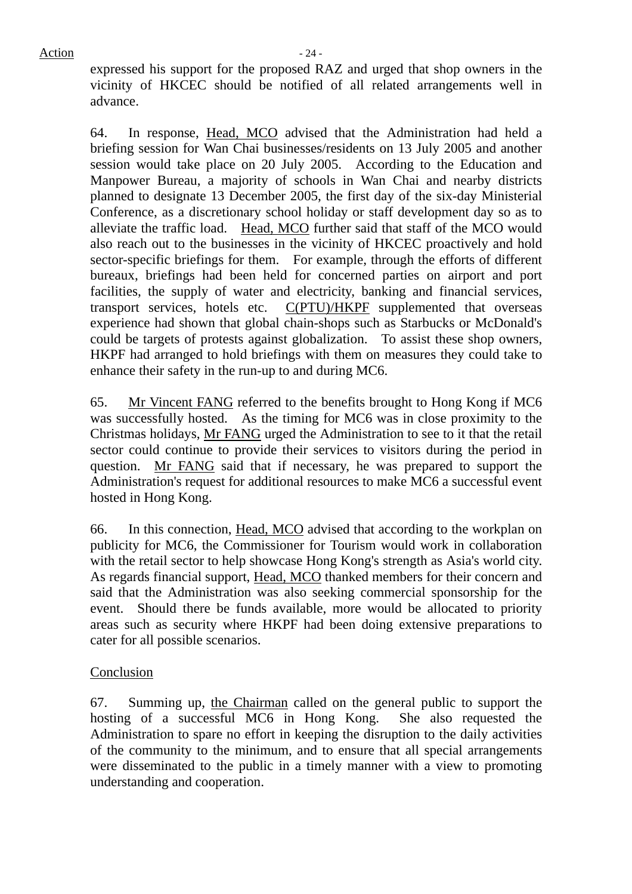expressed his support for the proposed RAZ and urged that shop owners in the vicinity of HKCEC should be notified of all related arrangements well in advance.

64. In response, Head, MCO advised that the Administration had held a briefing session for Wan Chai businesses/residents on 13 July 2005 and another session would take place on 20 July 2005. According to the Education and Manpower Bureau, a majority of schools in Wan Chai and nearby districts planned to designate 13 December 2005, the first day of the six-day Ministerial Conference, as a discretionary school holiday or staff development day so as to alleviate the traffic load. Head, MCO further said that staff of the MCO would also reach out to the businesses in the vicinity of HKCEC proactively and hold sector-specific briefings for them. For example, through the efforts of different bureaux, briefings had been held for concerned parties on airport and port facilities, the supply of water and electricity, banking and financial services, transport services, hotels etc. C(PTU)/HKPF supplemented that overseas experience had shown that global chain-shops such as Starbucks or McDonald's could be targets of protests against globalization. To assist these shop owners, HKPF had arranged to hold briefings with them on measures they could take to enhance their safety in the run-up to and during MC6.

65. Mr Vincent FANG referred to the benefits brought to Hong Kong if MC6 was successfully hosted. As the timing for MC6 was in close proximity to the Christmas holidays, Mr FANG urged the Administration to see to it that the retail sector could continue to provide their services to visitors during the period in question. Mr FANG said that if necessary, he was prepared to support the Administration's request for additional resources to make MC6 a successful event hosted in Hong Kong.

66. In this connection, Head, MCO advised that according to the workplan on publicity for MC6, the Commissioner for Tourism would work in collaboration with the retail sector to help showcase Hong Kong's strength as Asia's world city. As regards financial support, Head, MCO thanked members for their concern and said that the Administration was also seeking commercial sponsorship for the event. Should there be funds available, more would be allocated to priority areas such as security where HKPF had been doing extensive preparations to cater for all possible scenarios.

Conclusion

67. Summing up, the Chairman called on the general public to support the hosting of a successful MC6 in Hong Kong. She also requested the Administration to spare no effort in keeping the disruption to the daily activities of the community to the minimum, and to ensure that all special arrangements were disseminated to the public in a timely manner with a view to promoting understanding and cooperation.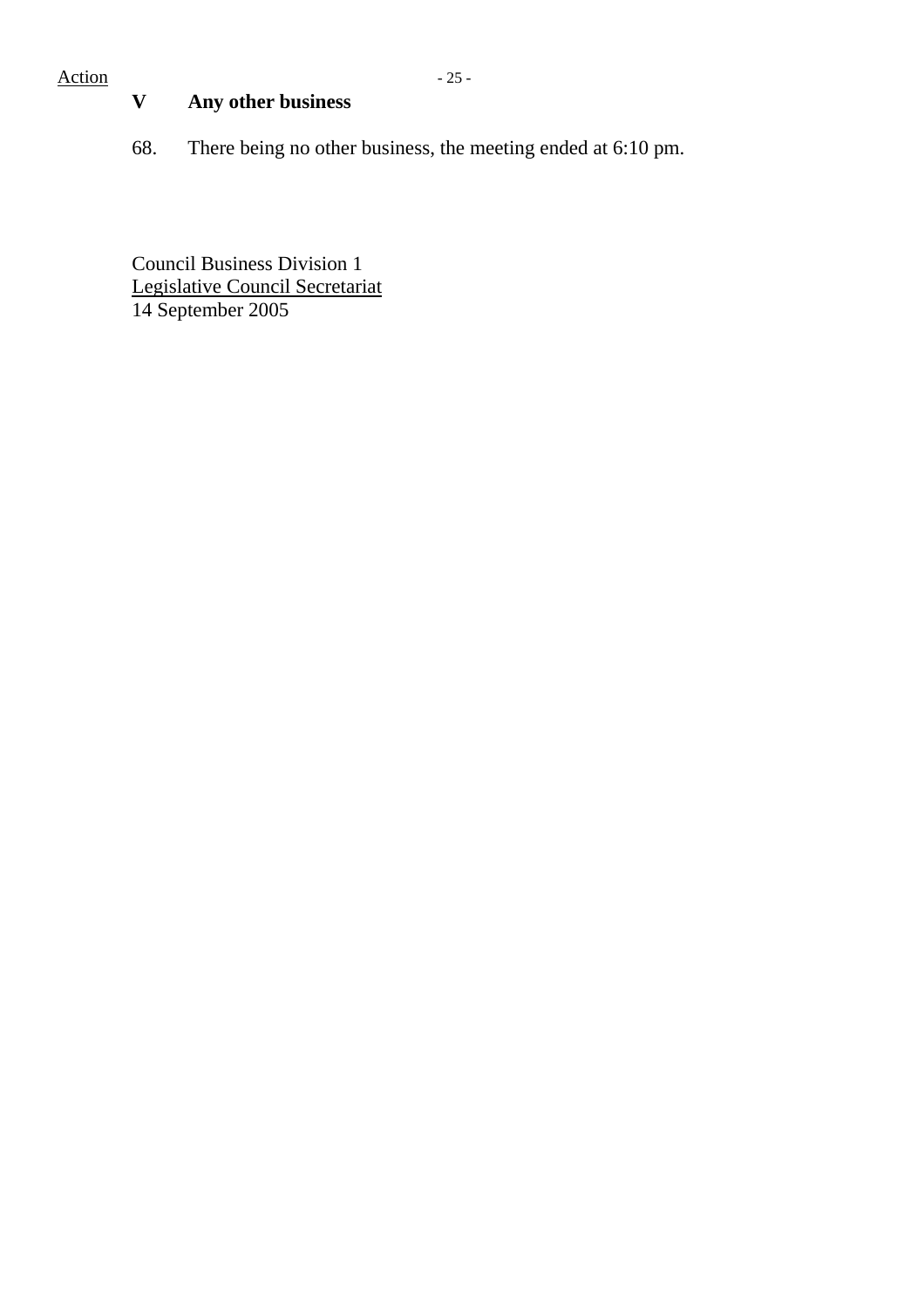Action

## V Any other business

68. There being no other business, the meeting ended at 6:10 pm.

Council Business Division 1
Legislative Council Secretariat
14 September 2005